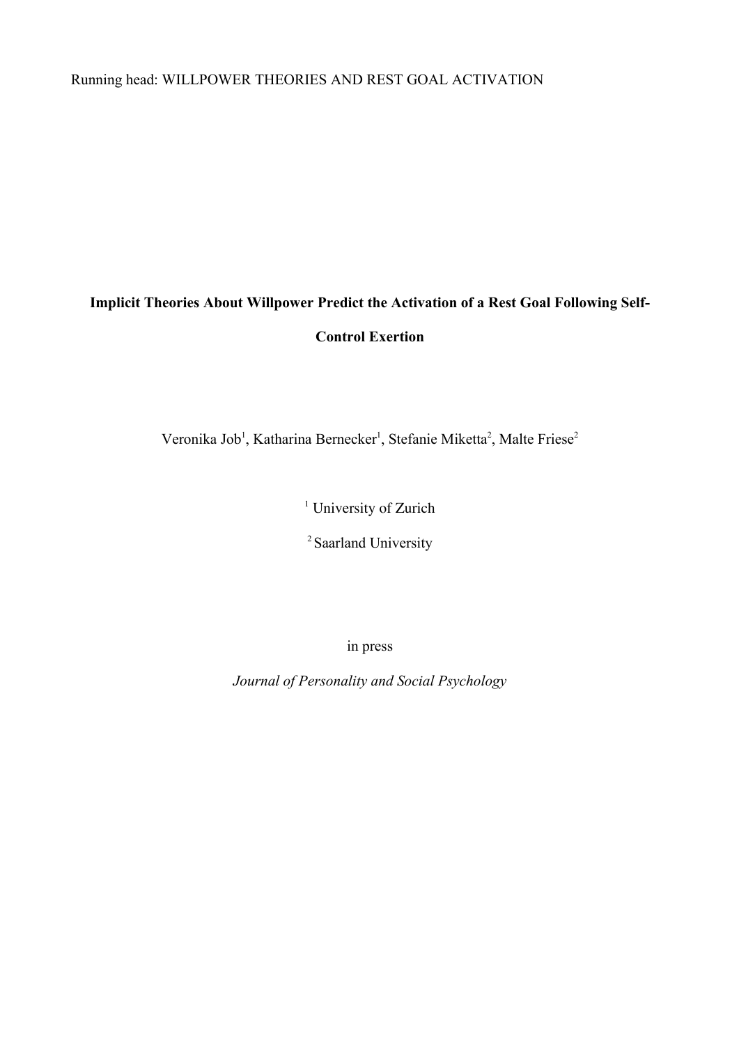Running head: WILLPOWER THEORIES AND REST GOAL ACTIVATION

# Implicit Theories About Willpower Predict the Activation of a Rest Goal Following Self-Control Exertion

Veronika Job[1], Katharina Bernecker[1], Stefanie Miketta[2], Malte Friese[2]

[1] University of Zurich

[2] Saarland University

in press

*Journal of Personality and Social Psychology*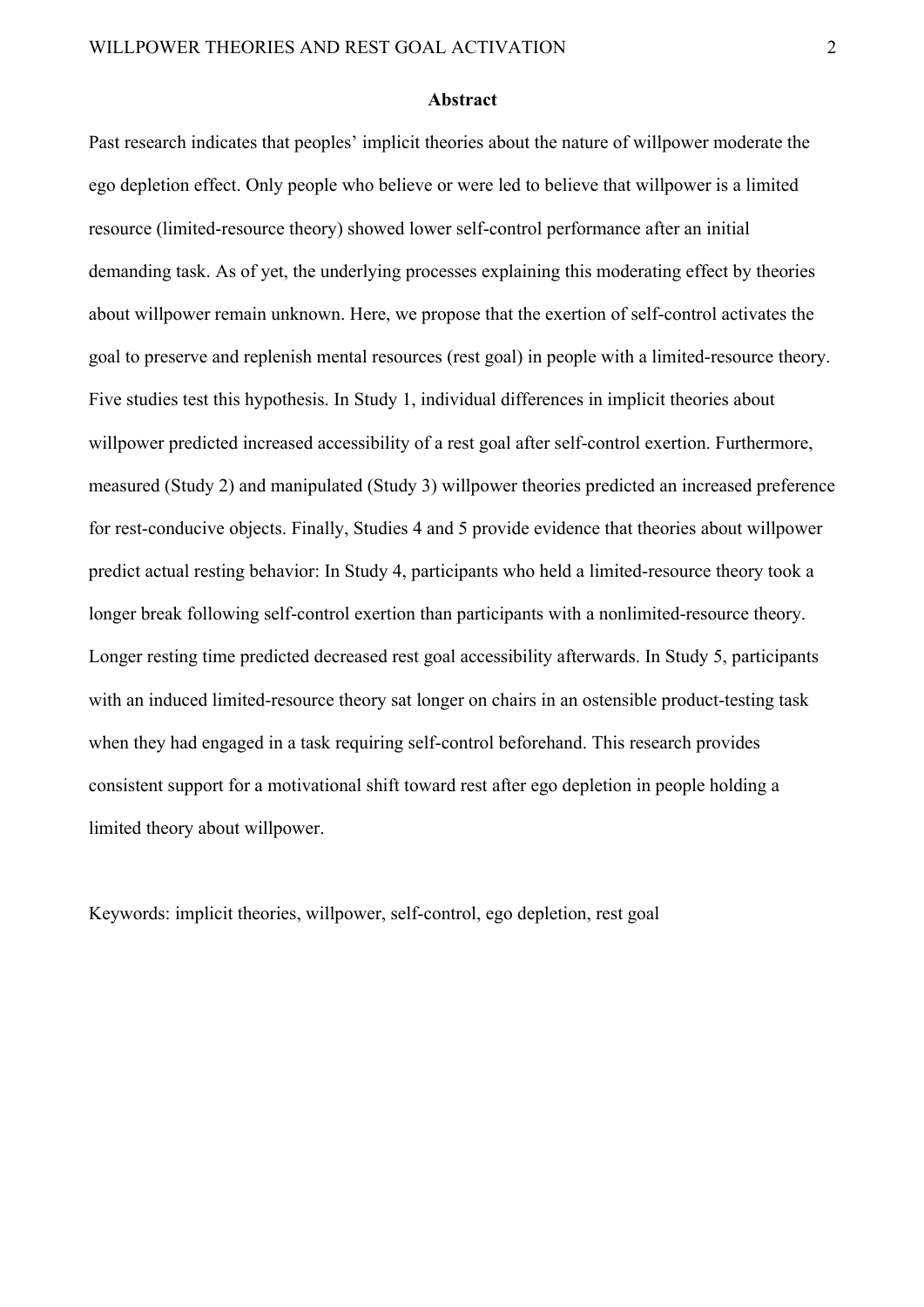## Abstract

Past research indicates that peoples' implicit theories about the nature of willpower moderate the ego depletion effect. Only people who believe or were led to believe that willpower is a limited resource (limited-resource theory) showed lower self-control performance after an initial demanding task. As of yet, the underlying processes explaining this moderating effect by theories about willpower remain unknown. Here, we propose that the exertion of self-control activates the goal to preserve and replenish mental resources (rest goal) in people with a limited-resource theory. Five studies test this hypothesis. In Study 1, individual differences in implicit theories about willpower predicted increased accessibility of a rest goal after self-control exertion. Furthermore, measured (Study 2) and manipulated (Study 3) willpower theories predicted an increased preference for rest-conducive objects. Finally, Studies 4 and 5 provide evidence that theories about willpower predict actual resting behavior: In Study 4, participants who held a limited-resource theory took a longer break following self-control exertion than participants with a nonlimited-resource theory. Longer resting time predicted decreased rest goal accessibility afterwards. In Study 5, participants with an induced limited-resource theory sat longer on chairs in an ostensible product-testing task when they had engaged in a task requiring self-control beforehand. This research provides consistent support for a motivational shift toward rest after ego depletion in people holding a limited theory about willpower.

Keywords: implicit theories, willpower, self-control, ego depletion, rest goal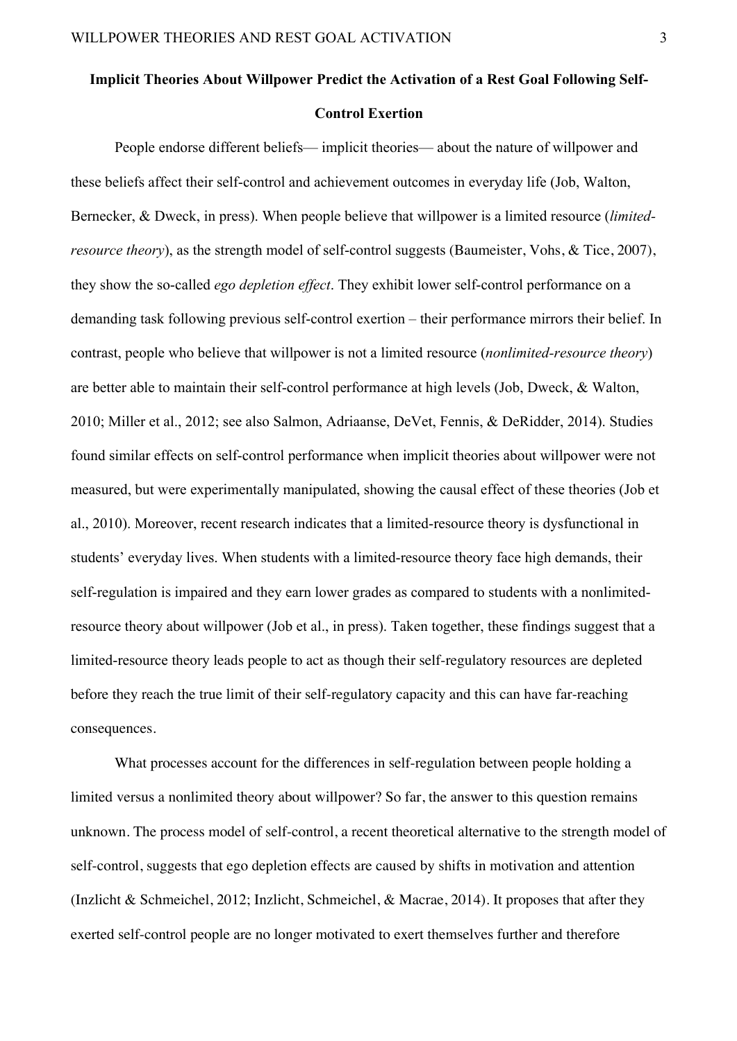# Implicit Theories About Willpower Predict the Activation of a Rest Goal Following Self-Control Exertion

People endorse different beliefs— implicit theories— about the nature of willpower and these beliefs affect their self-control and achievement outcomes in everyday life (Job, Walton, Bernecker, & Dweck, in press). When people believe that willpower is a limited resource (*limited-resource theory*), as the strength model of self-control suggests (Baumeister, Vohs, & Tice, 2007), they show the so-called *ego depletion effect*. They exhibit lower self-control performance on a demanding task following previous self-control exertion – their performance mirrors their belief. In contrast, people who believe that willpower is not a limited resource (*nonlimited-resource theory*) are better able to maintain their self-control performance at high levels (Job, Dweck, & Walton, 2010; Miller et al., 2012; see also Salmon, Adriaanse, DeVet, Fennis, & DeRidder, 2014). Studies found similar effects on self-control performance when implicit theories about willpower were not measured, but were experimentally manipulated, showing the causal effect of these theories (Job et al., 2010). Moreover, recent research indicates that a limited-resource theory is dysfunctional in students' everyday lives. When students with a limited-resource theory face high demands, their self-regulation is impaired and they earn lower grades as compared to students with a nonlimited-resource theory about willpower (Job et al., in press). Taken together, these findings suggest that a limited-resource theory leads people to act as though their self-regulatory resources are depleted before they reach the true limit of their self-regulatory capacity and this can have far-reaching consequences.

What processes account for the differences in self-regulation between people holding a limited versus a nonlimited theory about willpower? So far, the answer to this question remains unknown. The process model of self-control, a recent theoretical alternative to the strength model of self-control, suggests that ego depletion effects are caused by shifts in motivation and attention (Inzlicht & Schmeichel, 2012; Inzlicht, Schmeichel, & Macrae, 2014). It proposes that after they exerted self-control people are no longer motivated to exert themselves further and therefore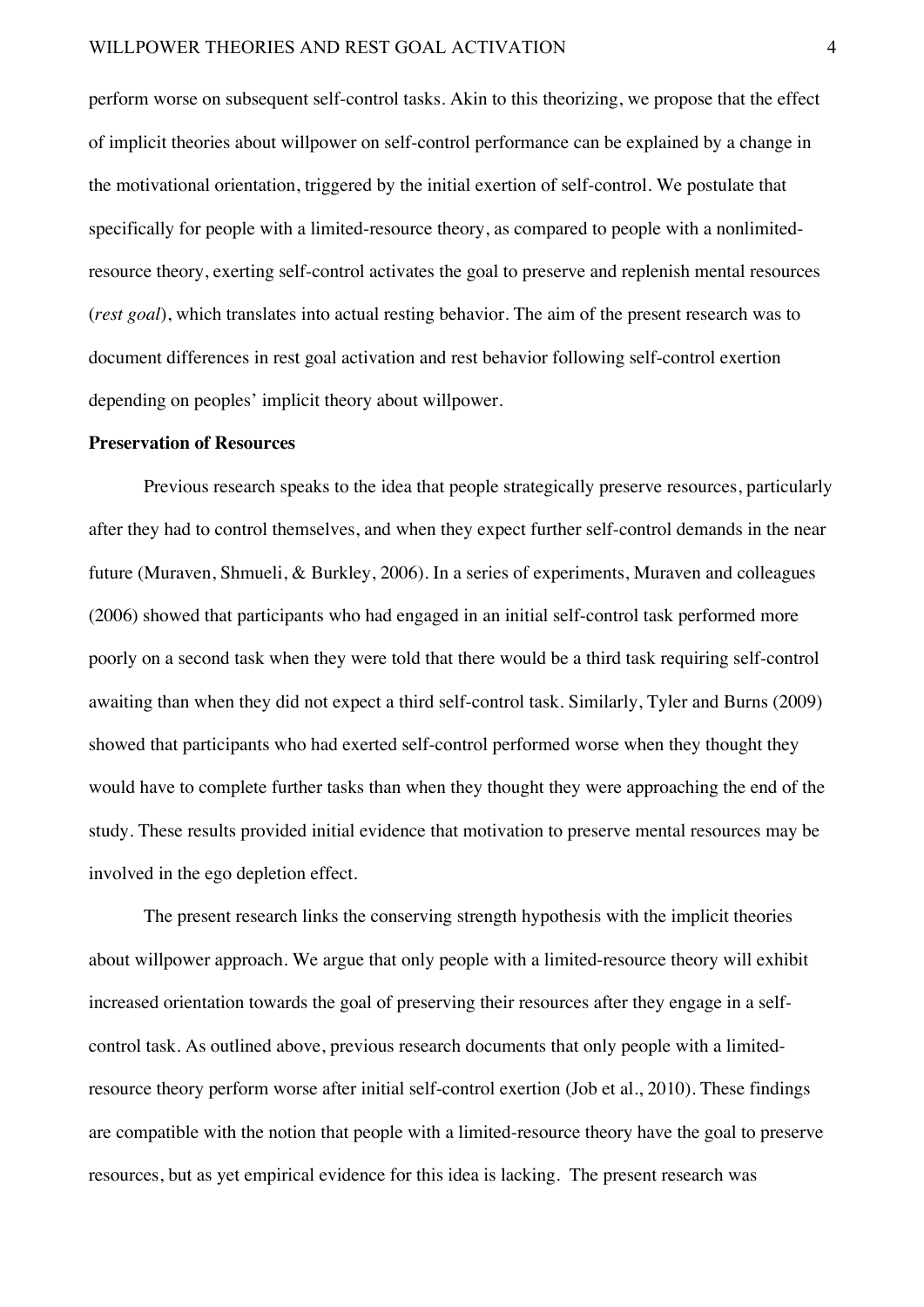perform worse on subsequent self-control tasks. Akin to this theorizing, we propose that the effect of implicit theories about willpower on self-control performance can be explained by a change in the motivational orientation, triggered by the initial exertion of self-control. We postulate that specifically for people with a limited-resource theory, as compared to people with a nonlimited-resource theory, exerting self-control activates the goal to preserve and replenish mental resources (*rest goal*), which translates into actual resting behavior. The aim of the present research was to document differences in rest goal activation and rest behavior following self-control exertion depending on peoples' implicit theory about willpower.

**Preservation of Resources**

Previous research speaks to the idea that people strategically preserve resources, particularly after they had to control themselves, and when they expect further self-control demands in the near future (Muraven, Shmueli, & Burkley, 2006). In a series of experiments, Muraven and colleagues (2006) showed that participants who had engaged in an initial self-control task performed more poorly on a second task when they were told that there would be a third task requiring self-control awaiting than when they did not expect a third self-control task. Similarly, Tyler and Burns (2009) showed that participants who had exerted self-control performed worse when they thought they would have to complete further tasks than when they thought they were approaching the end of the study. These results provided initial evidence that motivation to preserve mental resources may be involved in the ego depletion effect.

The present research links the conserving strength hypothesis with the implicit theories about willpower approach. We argue that only people with a limited-resource theory will exhibit increased orientation towards the goal of preserving their resources after they engage in a self-control task. As outlined above, previous research documents that only people with a limited-resource theory perform worse after initial self-control exertion (Job et al., 2010). These findings are compatible with the notion that people with a limited-resource theory have the goal to preserve resources, but as yet empirical evidence for this idea is lacking. The present research was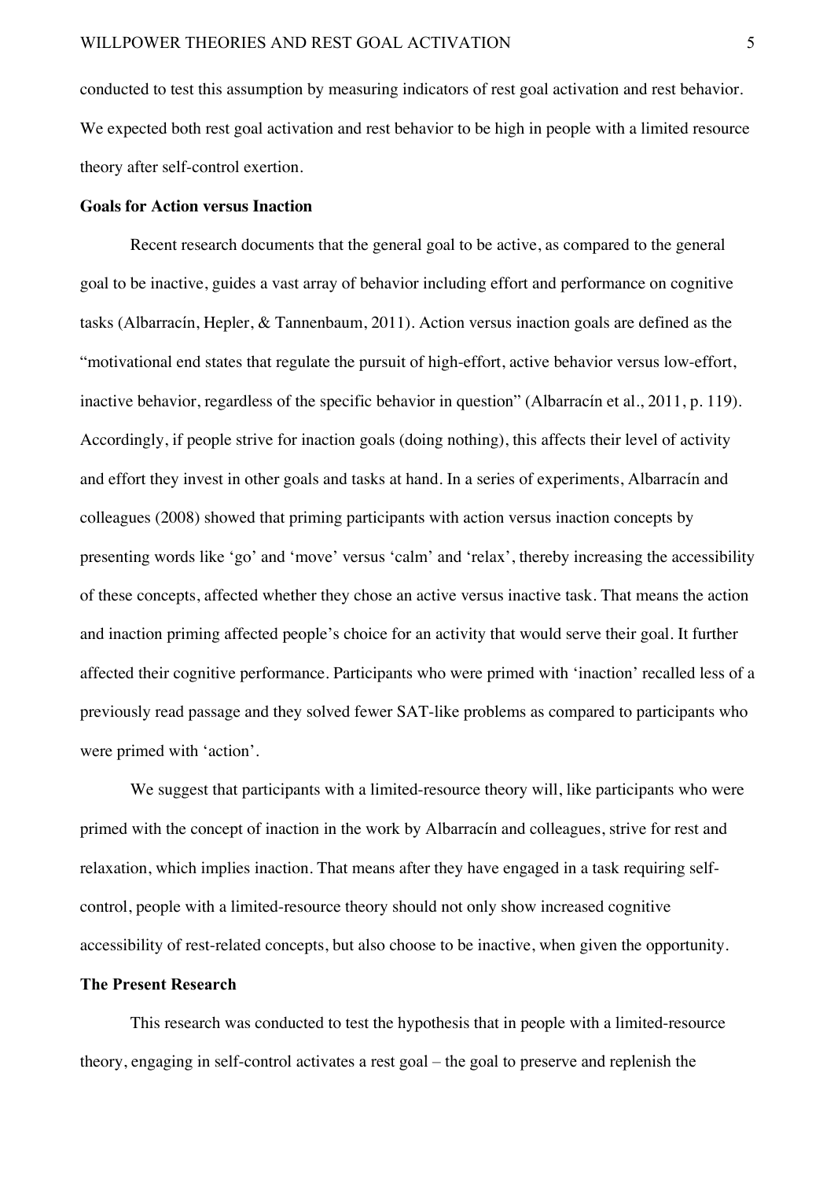conducted to test this assumption by measuring indicators of rest goal activation and rest behavior. We expected both rest goal activation and rest behavior to be high in people with a limited resource theory after self-control exertion.

## Goals for Action versus Inaction

Recent research documents that the general goal to be active, as compared to the general goal to be inactive, guides a vast array of behavior including effort and performance on cognitive tasks (Albarracín, Hepler, & Tannenbaum, 2011). Action versus inaction goals are defined as the "motivational end states that regulate the pursuit of high-effort, active behavior versus low-effort, inactive behavior, regardless of the specific behavior in question" (Albarracín et al., 2011, p. 119). Accordingly, if people strive for inaction goals (doing nothing), this affects their level of activity and effort they invest in other goals and tasks at hand. In a series of experiments, Albarracín and colleagues (2008) showed that priming participants with action versus inaction concepts by presenting words like 'go' and 'move' versus 'calm' and 'relax', thereby increasing the accessibility of these concepts, affected whether they chose an active versus inactive task. That means the action and inaction priming affected people's choice for an activity that would serve their goal. It further affected their cognitive performance. Participants who were primed with 'inaction' recalled less of a previously read passage and they solved fewer SAT-like problems as compared to participants who were primed with 'action'.

We suggest that participants with a limited-resource theory will, like participants who were primed with the concept of inaction in the work by Albarracín and colleagues, strive for rest and relaxation, which implies inaction. That means after they have engaged in a task requiring self-control, people with a limited-resource theory should not only show increased cognitive accessibility of rest-related concepts, but also choose to be inactive, when given the opportunity.

## The Present Research

This research was conducted to test the hypothesis that in people with a limited-resource theory, engaging in self-control activates a rest goal – the goal to preserve and replenish the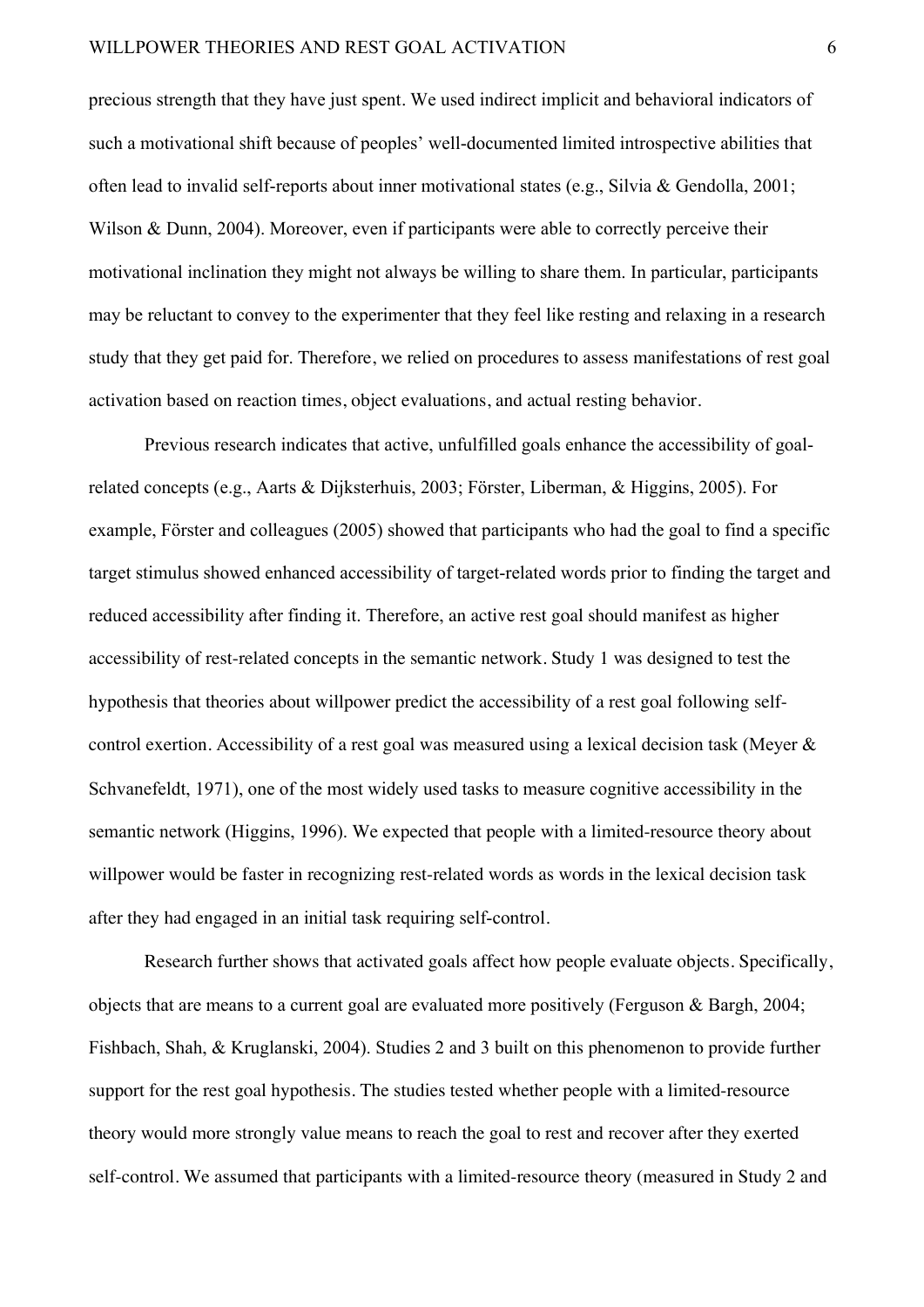precious strength that they have just spent. We used indirect implicit and behavioral indicators of such a motivational shift because of peoples' well-documented limited introspective abilities that often lead to invalid self-reports about inner motivational states (e.g., Silvia & Gendolla, 2001; Wilson & Dunn, 2004). Moreover, even if participants were able to correctly perceive their motivational inclination they might not always be willing to share them. In particular, participants may be reluctant to convey to the experimenter that they feel like resting and relaxing in a research study that they get paid for. Therefore, we relied on procedures to assess manifestations of rest goal activation based on reaction times, object evaluations, and actual resting behavior.

Previous research indicates that active, unfulfilled goals enhance the accessibility of goal-related concepts (e.g., Aarts & Dijksterhuis, 2003; Förster, Liberman, & Higgins, 2005). For example, Förster and colleagues (2005) showed that participants who had the goal to find a specific target stimulus showed enhanced accessibility of target-related words prior to finding the target and reduced accessibility after finding it. Therefore, an active rest goal should manifest as higher accessibility of rest-related concepts in the semantic network. Study 1 was designed to test the hypothesis that theories about willpower predict the accessibility of a rest goal following self-control exertion. Accessibility of a rest goal was measured using a lexical decision task (Meyer & Schvanefeldt, 1971), one of the most widely used tasks to measure cognitive accessibility in the semantic network (Higgins, 1996). We expected that people with a limited-resource theory about willpower would be faster in recognizing rest-related words as words in the lexical decision task after they had engaged in an initial task requiring self-control.

Research further shows that activated goals affect how people evaluate objects. Specifically, objects that are means to a current goal are evaluated more positively (Ferguson & Bargh, 2004; Fishbach, Shah, & Kruglanski, 2004). Studies 2 and 3 built on this phenomenon to provide further support for the rest goal hypothesis. The studies tested whether people with a limited-resource theory would more strongly value means to reach the goal to rest and recover after they exerted self-control. We assumed that participants with a limited-resource theory (measured in Study 2 and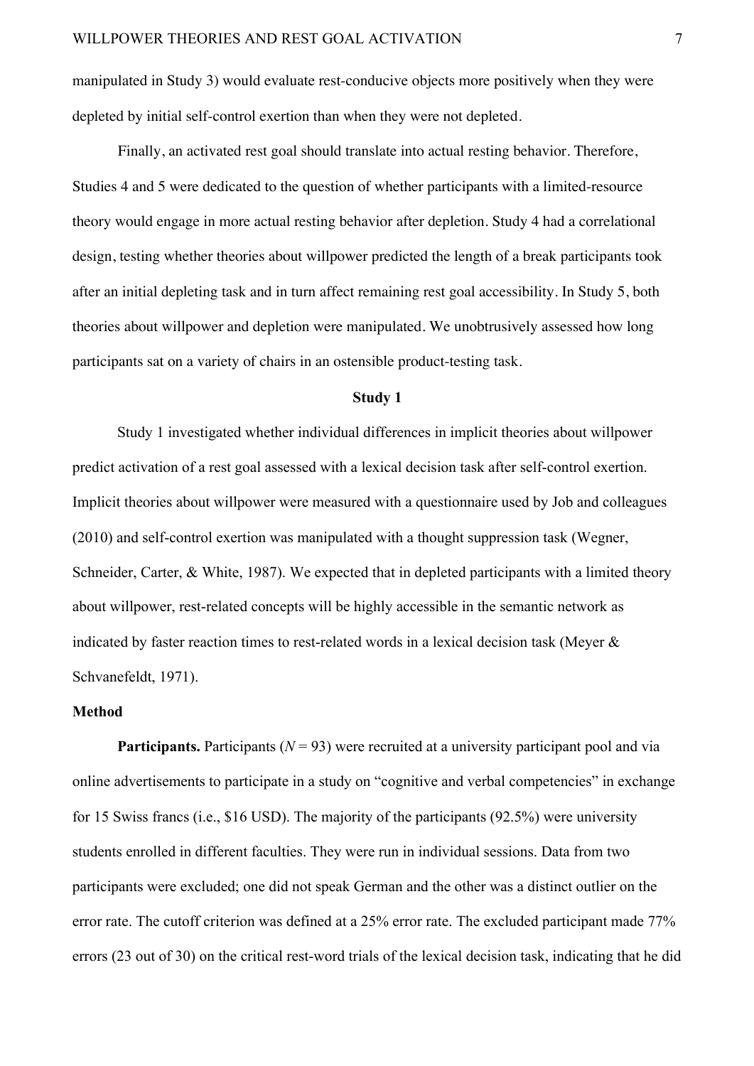manipulated in Study 3) would evaluate rest-conducive objects more positively when they were depleted by initial self-control exertion than when they were not depleted.

Finally, an activated rest goal should translate into actual resting behavior. Therefore, Studies 4 and 5 were dedicated to the question of whether participants with a limited-resource theory would engage in more actual resting behavior after depletion. Study 4 had a correlational design, testing whether theories about willpower predicted the length of a break participants took after an initial depleting task and in turn affect remaining rest goal accessibility. In Study 5, both theories about willpower and depletion were manipulated. We unobtrusively assessed how long participants sat on a variety of chairs in an ostensible product-testing task.

## Study 1

Study 1 investigated whether individual differences in implicit theories about willpower predict activation of a rest goal assessed with a lexical decision task after self-control exertion. Implicit theories about willpower were measured with a questionnaire used by Job and colleagues (2010) and self-control exertion was manipulated with a thought suppression task (Wegner, Schneider, Carter, & White, 1987). We expected that in depleted participants with a limited theory about willpower, rest-related concepts will be highly accessible in the semantic network as indicated by faster reaction times to rest-related words in a lexical decision task (Meyer & Schvanefeldt, 1971).

### Method

**Participants.** Participants ($N = 93$) were recruited at a university participant pool and via online advertisements to participate in a study on "cognitive and verbal competencies" in exchange for 15 Swiss francs (i.e., $16 USD). The majority of the participants (92.5%) were university students enrolled in different faculties. They were run in individual sessions. Data from two participants were excluded; one did not speak German and the other was a distinct outlier on the error rate. The cutoff criterion was defined at a 25% error rate. The excluded participant made 77% errors (23 out of 30) on the critical rest-word trials of the lexical decision task, indicating that he did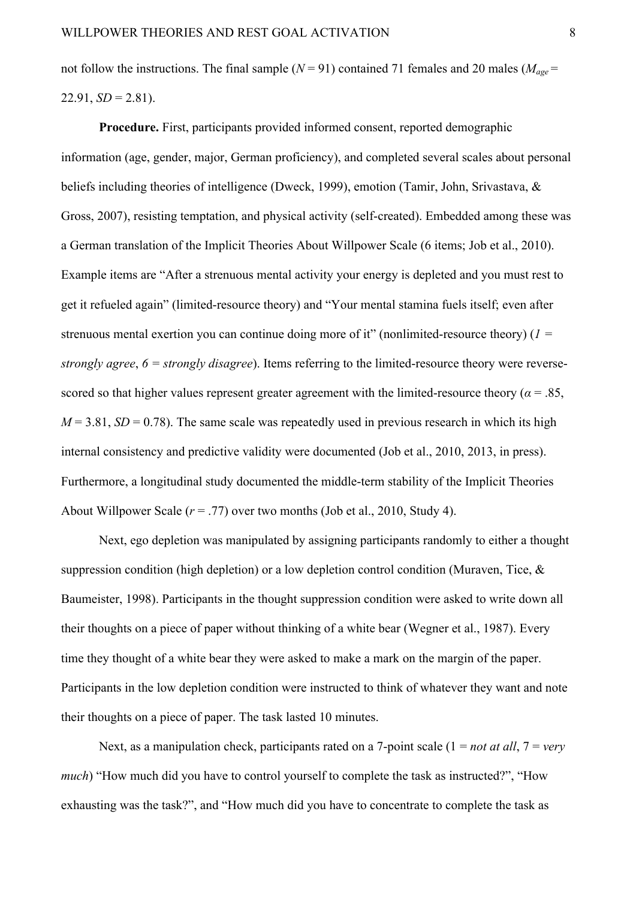not follow the instructions. The final sample ($N$ = 91) contained 71 females and 20 males ($M_{age}$ = 22.91, $SD$ = 2.81).

**Procedure.** First, participants provided informed consent, reported demographic information (age, gender, major, German proficiency), and completed several scales about personal beliefs including theories of intelligence (Dweck, 1999), emotion (Tamir, John, Srivastava, & Gross, 2007), resisting temptation, and physical activity (self-created). Embedded among these was a German translation of the Implicit Theories About Willpower Scale (6 items; Job et al., 2010). Example items are "After a strenuous mental activity your energy is depleted and you must rest to get it refueled again" (limited-resource theory) and "Your mental stamina fuels itself; even after strenuous mental exertion you can continue doing more of it" (nonlimited-resource theory) (*1 = strongly agree*, *6 = strongly disagree*). Items referring to the limited-resource theory were reverse-scored so that higher values represent greater agreement with the limited-resource theory ($\alpha$ = .85, $M$ = 3.81, $SD$ = 0.78). The same scale was repeatedly used in previous research in which its high internal consistency and predictive validity were documented (Job et al., 2010, 2013, in press). Furthermore, a longitudinal study documented the middle-term stability of the Implicit Theories About Willpower Scale ($r$ = .77) over two months (Job et al., 2010, Study 4).

Next, ego depletion was manipulated by assigning participants randomly to either a thought suppression condition (high depletion) or a low depletion control condition (Muraven, Tice, & Baumeister, 1998). Participants in the thought suppression condition were asked to write down all their thoughts on a piece of paper without thinking of a white bear (Wegner et al., 1987). Every time they thought of a white bear they were asked to make a mark on the margin of the paper. Participants in the low depletion condition were instructed to think of whatever they want and note their thoughts on a piece of paper. The task lasted 10 minutes.

Next, as a manipulation check, participants rated on a 7-point scale (1 = *not at all*, 7 = *very much*) "How much did you have to control yourself to complete the task as instructed?", "How exhausting was the task?", and "How much did you have to concentrate to complete the task as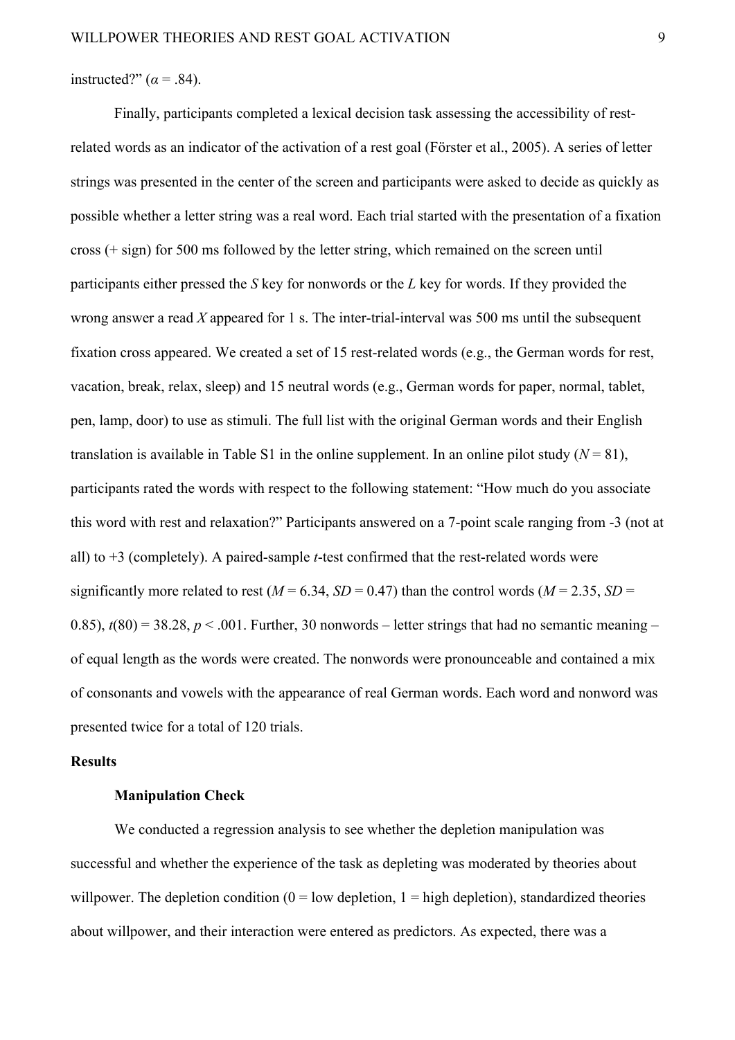instructed?" ($\alpha$ = .84).

Finally, participants completed a lexical decision task assessing the accessibility of rest-related words as an indicator of the activation of a rest goal (Förster et al., 2005). A series of letter strings was presented in the center of the screen and participants were asked to decide as quickly as possible whether a letter string was a real word. Each trial started with the presentation of a fixation cross (+ sign) for 500 ms followed by the letter string, which remained on the screen until participants either pressed the *S* key for nonwords or the *L* key for words. If they provided the wrong answer a read *X* appeared for 1 s. The inter-trial-interval was 500 ms until the subsequent fixation cross appeared. We created a set of 15 rest-related words (e.g., the German words for rest, vacation, break, relax, sleep) and 15 neutral words (e.g., German words for paper, normal, tablet, pen, lamp, door) to use as stimuli. The full list with the original German words and their English translation is available in Table S1 in the online supplement. In an online pilot study ($N$ = 81), participants rated the words with respect to the following statement: "How much do you associate this word with rest and relaxation?" Participants answered on a 7-point scale ranging from -3 (not at all) to +3 (completely). A paired-sample $t$-test confirmed that the rest-related words were significantly more related to rest ($M$ = 6.34, $SD$ = 0.47) than the control words ($M$ = 2.35, $SD$ = 0.85), $t(80) = 38.28$, $p < .001$. Further, 30 nonwords – letter strings that had no semantic meaning – of equal length as the words were created. The nonwords were pronounceable and contained a mix of consonants and vowels with the appearance of real German words. Each word and nonword was presented twice for a total of 120 trials.

## Results

### Manipulation Check

We conducted a regression analysis to see whether the depletion manipulation was successful and whether the experience of the task as depleting was moderated by theories about willpower. The depletion condition (0 = low depletion, 1 = high depletion), standardized theories about willpower, and their interaction were entered as predictors. As expected, there was a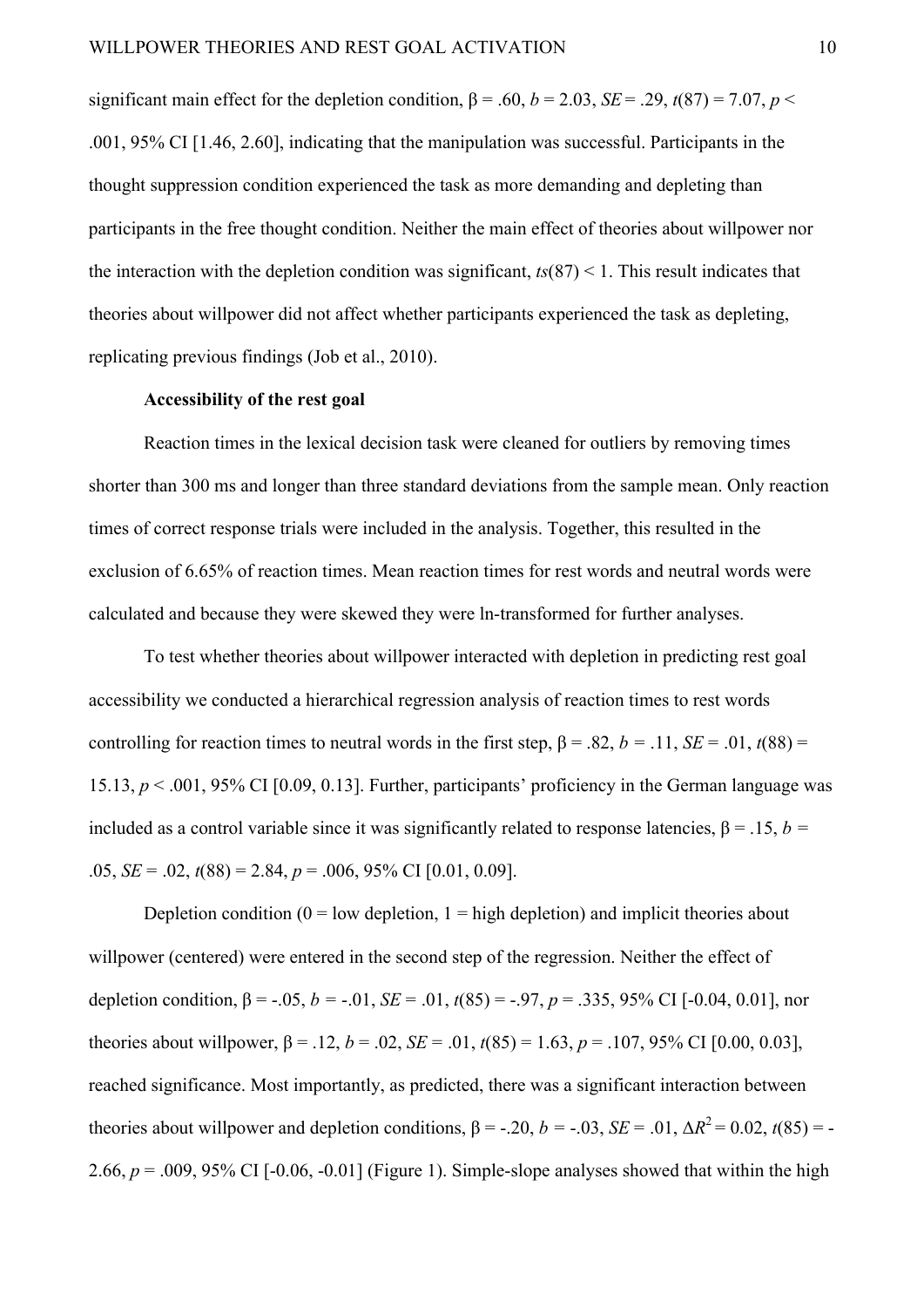significant main effect for the depletion condition, β = .60, *b* = 2.03, *SE* = .29, $t(87) = 7.07$, $p < .001$, 95% CI [1.46, 2.60], indicating that the manipulation was successful. Participants in the thought suppression condition experienced the task as more demanding and depleting than participants in the free thought condition. Neither the main effect of theories about willpower nor the interaction with the depletion condition was significant, $ts(87) < 1$. This result indicates that theories about willpower did not affect whether participants experienced the task as depleting, replicating previous findings (Job et al., 2010).

### Accessibility of the rest goal

Reaction times in the lexical decision task were cleaned for outliers by removing times shorter than 300 ms and longer than three standard deviations from the sample mean. Only reaction times of correct response trials were included in the analysis. Together, this resulted in the exclusion of 6.65% of reaction times. Mean reaction times for rest words and neutral words were calculated and because they were skewed they were ln-transformed for further analyses.

To test whether theories about willpower interacted with depletion in predicting rest goal accessibility we conducted a hierarchical regression analysis of reaction times to rest words controlling for reaction times to neutral words in the first step, β = .82, *b* = .11, *SE* = .01, $t(88) = 15.13$, $p < .001$, 95% CI [0.09, 0.13]. Further, participants' proficiency in the German language was included as a control variable since it was significantly related to response latencies, β = .15, *b* = .05, *SE* = .02, $t(88) = 2.84$, $p = .006$, 95% CI [0.01, 0.09].

Depletion condition (0 = low depletion, 1 = high depletion) and implicit theories about willpower (centered) were entered in the second step of the regression. Neither the effect of depletion condition, β = -.05, *b* = -.01, *SE* = .01, $t(85) = -.97$, $p = .335$, 95% CI [-0.04, 0.01], nor theories about willpower, β = .12, *b* = .02, *SE* = .01, $t(85) = 1.63$, $p = .107$, 95% CI [0.00, 0.03], reached significance. Most importantly, as predicted, there was a significant interaction between theories about willpower and depletion conditions, β = -.20, *b* = -.03, *SE* = .01, $\Delta R^2 = 0.02$, $t(85) = -2.66$, $p = .009$, 95% CI [-0.06, -0.01] (Figure 1). Simple-slope analyses showed that within the high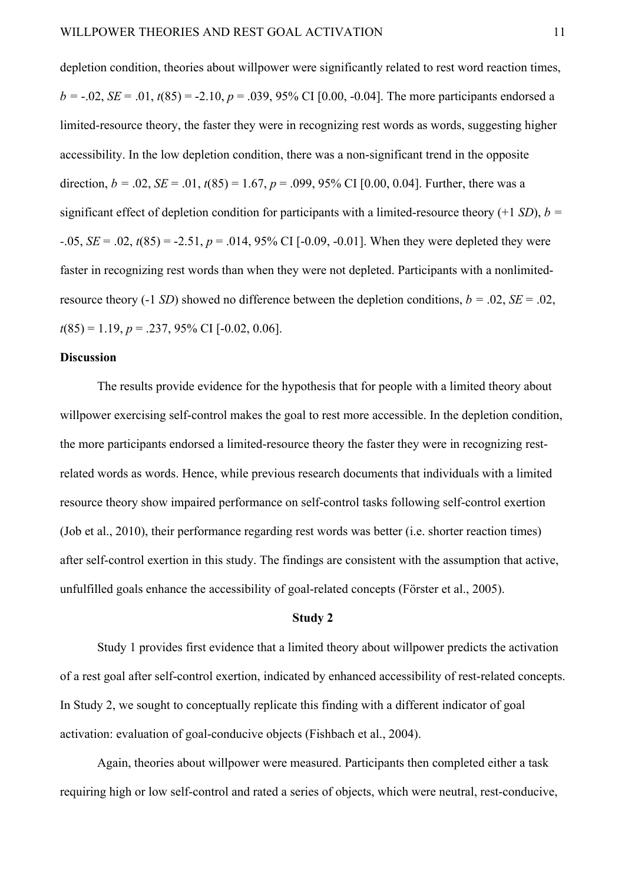depletion condition, theories about willpower were significantly related to rest word reaction times, $b = -.02$, $SE = .01$, $t(85) = -2.10$, $p = .039$, 95% CI [0.00, -0.04]. The more participants endorsed a limited-resource theory, the faster they were in recognizing rest words as words, suggesting higher accessibility. In the low depletion condition, there was a non-significant trend in the opposite direction, $b = .02$, $SE = .01$, $t(85) = 1.67$, $p = .099$, 95% CI [0.00, 0.04]. Further, there was a significant effect of depletion condition for participants with a limited-resource theory (+1 *SD*), $b = -.05$, $SE = .02$, $t(85) = -2.51$, $p = .014$, 95% CI [-0.09, -0.01]. When they were depleted they were faster in recognizing rest words than when they were not depleted. Participants with a nonlimited-resource theory (-1 *SD*) showed no difference between the depletion conditions, $b = .02$, $SE = .02$, $t(85) = 1.19$, $p = .237$, 95% CI [-0.02, 0.06].

**Discussion**

The results provide evidence for the hypothesis that for people with a limited theory about willpower exercising self-control makes the goal to rest more accessible. In the depletion condition, the more participants endorsed a limited-resource theory the faster they were in recognizing rest-related words as words. Hence, while previous research documents that individuals with a limited resource theory show impaired performance on self-control tasks following self-control exertion (Job et al., 2010), their performance regarding rest words was better (i.e. shorter reaction times) after self-control exertion in this study. The findings are consistent with the assumption that active, unfulfilled goals enhance the accessibility of goal-related concepts (Förster et al., 2005).

## Study 2

Study 1 provides first evidence that a limited theory about willpower predicts the activation of a rest goal after self-control exertion, indicated by enhanced accessibility of rest-related concepts. In Study 2, we sought to conceptually replicate this finding with a different indicator of goal activation: evaluation of goal-conducive objects (Fishbach et al., 2004).

Again, theories about willpower were measured. Participants then completed either a task requiring high or low self-control and rated a series of objects, which were neutral, rest-conducive,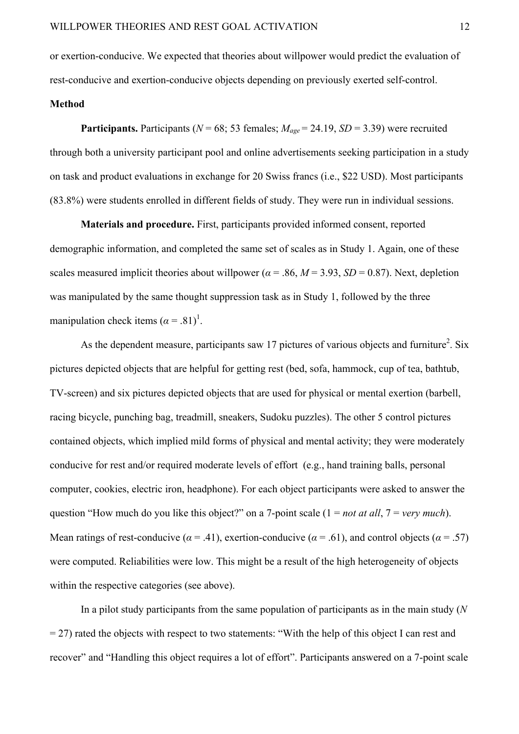or exertion-conducive. We expected that theories about willpower would predict the evaluation of rest-conducive and exertion-conducive objects depending on previously exerted self-control.

**Method**

**Participants.** Participants ($N$ = 68; 53 females; $M_{age}$ = 24.19, $SD$ = 3.39) were recruited through both a university participant pool and online advertisements seeking participation in a study on task and product evaluations in exchange for 20 Swiss francs (i.e., $22 USD). Most participants (83.8%) were students enrolled in different fields of study. They were run in individual sessions.

**Materials and procedure.** First, participants provided informed consent, reported demographic information, and completed the same set of scales as in Study 1. Again, one of these scales measured implicit theories about willpower ($\alpha$ = .86, $M$ = 3.93, $SD$ = 0.87). Next, depletion was manipulated by the same thought suppression task as in Study 1, followed by the three manipulation check items ($\alpha$ = .81)[1].

As the dependent measure, participants saw 17 pictures of various objects and furniture[2]. Six pictures depicted objects that are helpful for getting rest (bed, sofa, hammock, cup of tea, bathtub, TV-screen) and six pictures depicted objects that are used for physical or mental exertion (barbell, racing bicycle, punching bag, treadmill, sneakers, Sudoku puzzles). The other 5 control pictures contained objects, which implied mild forms of physical and mental activity; they were moderately conducive for rest and/or required moderate levels of effort (e.g., hand training balls, personal computer, cookies, electric iron, headphone). For each object participants were asked to answer the question "How much do you like this object?" on a 7-point scale (1 = *not at all*, 7 = *very much*). Mean ratings of rest-conducive ($\alpha$ = .41), exertion-conducive ($\alpha$ = .61), and control objects ($\alpha$ = .57) were computed. Reliabilities were low. This might be a result of the high heterogeneity of objects within the respective categories (see above).

In a pilot study participants from the same population of participants as in the main study ($N$ = 27) rated the objects with respect to two statements: "With the help of this object I can rest and recover" and "Handling this object requires a lot of effort". Participants answered on a 7-point scale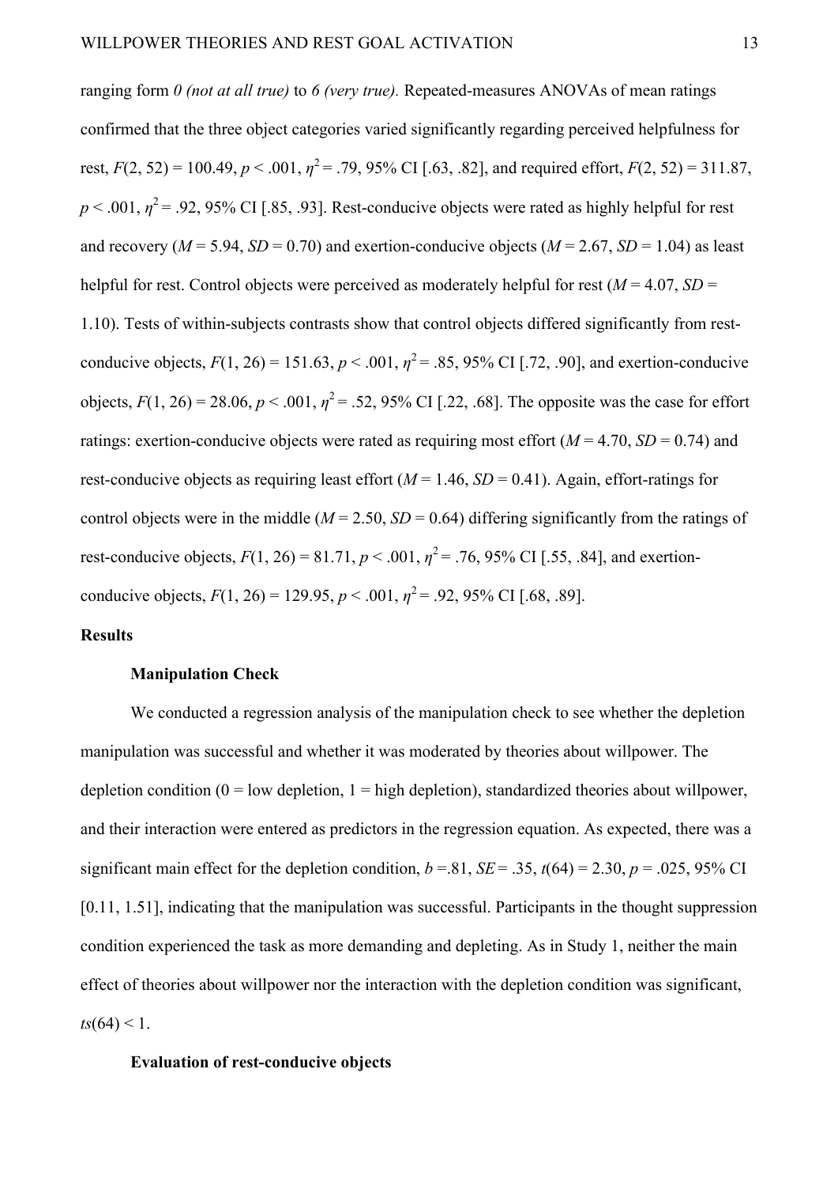ranging form *0 (not at all true)* to *6 (very true).* Repeated-measures ANOVAs of mean ratings confirmed that the three object categories varied significantly regarding perceived helpfulness for rest, $F(2, 52) = 100.49$, $p < .001$, $\eta^2 = .79$, 95% CI [.63, .82], and required effort, $F(2, 52) = 311.87$, $p < .001$, $\eta^2 = .92$, 95% CI [.85, .93]. Rest-conducive objects were rated as highly helpful for rest and recovery ($M = 5.94$, $SD = 0.70$) and exertion-conducive objects ($M = 2.67$, $SD = 1.04$) as least helpful for rest. Control objects were perceived as moderately helpful for rest ($M = 4.07$, $SD = 1.10$). Tests of within-subjects contrasts show that control objects differed significantly from rest-conducive objects, $F(1, 26) = 151.63$, $p < .001$, $\eta^2 = .85$, 95% CI [.72, .90], and exertion-conducive objects, $F(1, 26) = 28.06$, $p < .001$, $\eta^2 = .52$, 95% CI [.22, .68]. The opposite was the case for effort ratings: exertion-conducive objects were rated as requiring most effort ($M = 4.70$, $SD = 0.74$) and rest-conducive objects as requiring least effort ($M = 1.46$, $SD = 0.41$). Again, effort-ratings for control objects were in the middle ($M = 2.50$, $SD = 0.64$) differing significantly from the ratings of rest-conducive objects, $F(1, 26) = 81.71$, $p < .001$, $\eta^2 = .76$, 95% CI [.55, .84], and exertion-conducive objects, $F(1, 26) = 129.95$, $p < .001$, $\eta^2 = .92$, 95% CI [.68, .89].

## Results

### Manipulation Check

We conducted a regression analysis of the manipulation check to see whether the depletion manipulation was successful and whether it was moderated by theories about willpower. The depletion condition (0 = low depletion, 1 = high depletion), standardized theories about willpower, and their interaction were entered as predictors in the regression equation. As expected, there was a significant main effect for the depletion condition, $b = .81$, $SE = .35$, $t(64) = 2.30$, $p = .025$, 95% CI [0.11, 1.51], indicating that the manipulation was successful. Participants in the thought suppression condition experienced the task as more demanding and depleting. As in Study 1, neither the main effect of theories about willpower nor the interaction with the depletion condition was significant, $ts(64) < 1$.

### Evaluation of rest-conducive objects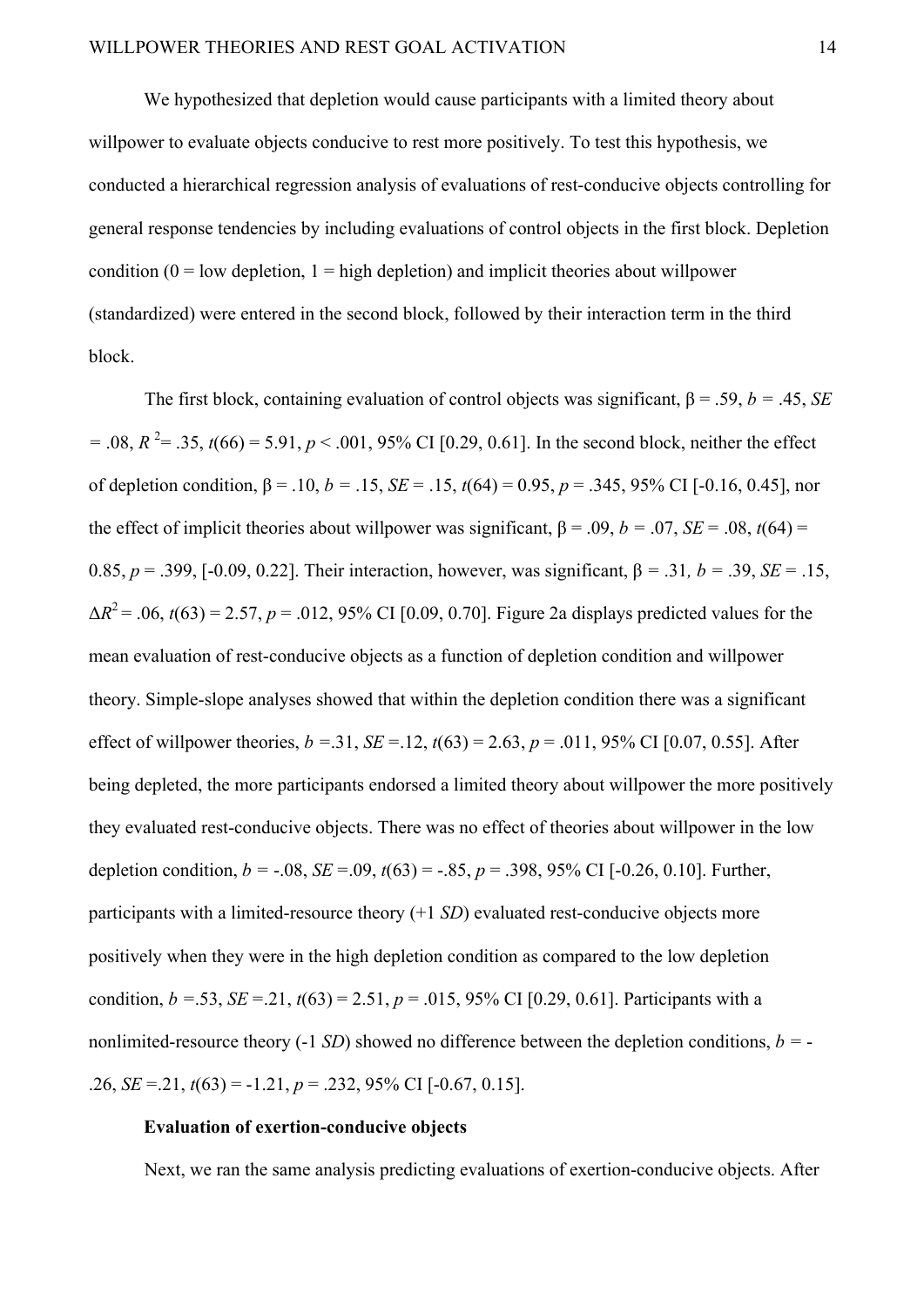We hypothesized that depletion would cause participants with a limited theory about willpower to evaluate objects conducive to rest more positively. To test this hypothesis, we conducted a hierarchical regression analysis of evaluations of rest-conducive objects controlling for general response tendencies by including evaluations of control objects in the first block. Depletion condition (0 = low depletion, 1 = high depletion) and implicit theories about willpower (standardized) were entered in the second block, followed by their interaction term in the third block.

The first block, containing evaluation of control objects was significant, $\beta = .59$, $b = .45$, $SE = .08$, $R^2 = .35$, $t(66) = 5.91$, $p < .001$, 95% CI [0.29, 0.61]. In the second block, neither the effect of depletion condition, $\beta = .10$, $b = .15$, $SE = .15$, $t(64) = 0.95$, $p = .345$, 95% CI [-0.16, 0.45], nor the effect of implicit theories about willpower was significant, $\beta = .09$, $b = .07$, $SE = .08$, $t(64) = 0.85$, $p = .399$, [-0.09, 0.22]. Their interaction, however, was significant, $\beta = .31$, $b = .39$, $SE = .15$, $\Delta R^2 = .06$, $t(63) = 2.57$, $p = .012$, 95% CI [0.09, 0.70]. Figure 2a displays predicted values for the mean evaluation of rest-conducive objects as a function of depletion condition and willpower theory. Simple-slope analyses showed that within the depletion condition there was a significant effect of willpower theories, $b = .31$, $SE = .12$, $t(63) = 2.63$, $p = .011$, 95% CI [0.07, 0.55]. After being depleted, the more participants endorsed a limited theory about willpower the more positively they evaluated rest-conducive objects. There was no effect of theories about willpower in the low depletion condition, $b = -.08$, $SE = .09$, $t(63) = -.85$, $p = .398$, 95% CI [-0.26, 0.10]. Further, participants with a limited-resource theory (+1 *SD*) evaluated rest-conducive objects more positively when they were in the high depletion condition as compared to the low depletion condition, $b = .53$, $SE = .21$, $t(63) = 2.51$, $p = .015$, 95% CI [0.29, 0.61]. Participants with a nonlimited-resource theory (-1 *SD*) showed no difference between the depletion conditions, $b = -.26$, $SE = .21$, $t(63) = -1.21$, $p = .232$, 95% CI [-0.67, 0.15].

**Evaluation of exertion-conducive objects**

Next, we ran the same analysis predicting evaluations of exertion-conducive objects. After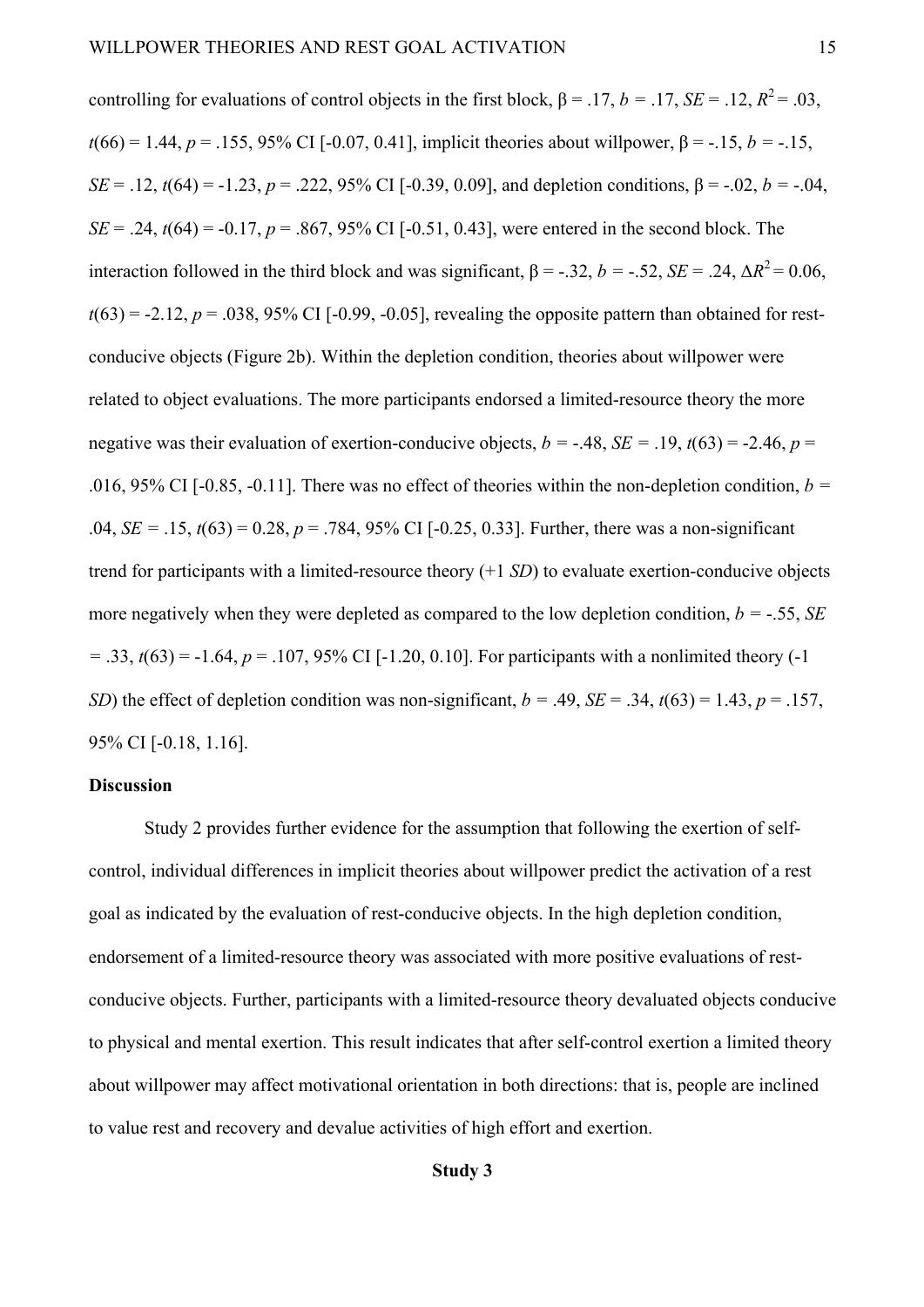controlling for evaluations of control objects in the first block, $\beta = .17$, $b = .17$, $SE = .12$, $R^2 = .03$, $t(66) = 1.44$, $p = .155$, 95% CI [-0.07, 0.41], implicit theories about willpower, $\beta = -.15$, $b = -.15$, $SE = .12$, $t(64) = -1.23$, $p = .222$, 95% CI [-0.39, 0.09], and depletion conditions, $\beta = -.02$, $b = -.04$, $SE = .24$, $t(64) = -0.17$, $p = .867$, 95% CI [-0.51, 0.43], were entered in the second block. The interaction followed in the third block and was significant, $\beta = -.32$, $b = -.52$, $SE = .24$, $\Delta R^2 = 0.06$, $t(63) = -2.12$, $p = .038$, 95% CI [-0.99, -0.05], revealing the opposite pattern than obtained for rest-conducive objects (Figure 2b). Within the depletion condition, theories about willpower were related to object evaluations. The more participants endorsed a limited-resource theory the more negative was their evaluation of exertion-conducive objects, $b = -.48$, $SE = .19$, $t(63) = -2.46$, $p = .016$, 95% CI [-0.85, -0.11]. There was no effect of theories within the non-depletion condition, $b = .04$, $SE = .15$, $t(63) = 0.28$, $p = .784$, 95% CI [-0.25, 0.33]. Further, there was a non-significant trend for participants with a limited-resource theory (+1 *SD*) to evaluate exertion-conducive objects more negatively when they were depleted as compared to the low depletion condition, $b = -.55$, $SE = .33$, $t(63) = -1.64$, $p = .107$, 95% CI [-1.20, 0.10]. For participants with a nonlimited theory (-1 *SD*) the effect of depletion condition was non-significant, $b = .49$, $SE = .34$, $t(63) = 1.43$, $p = .157$, 95% CI [-0.18, 1.16].

### Discussion

Study 2 provides further evidence for the assumption that following the exertion of self-control, individual differences in implicit theories about willpower predict the activation of a rest goal as indicated by the evaluation of rest-conducive objects. In the high depletion condition, endorsement of a limited-resource theory was associated with more positive evaluations of rest-conducive objects. Further, participants with a limited-resource theory devaluated objects conducive to physical and mental exertion. This result indicates that after self-control exertion a limited theory about willpower may affect motivational orientation in both directions: that is, people are inclined to value rest and recovery and devalue activities of high effort and exertion.

## Study 3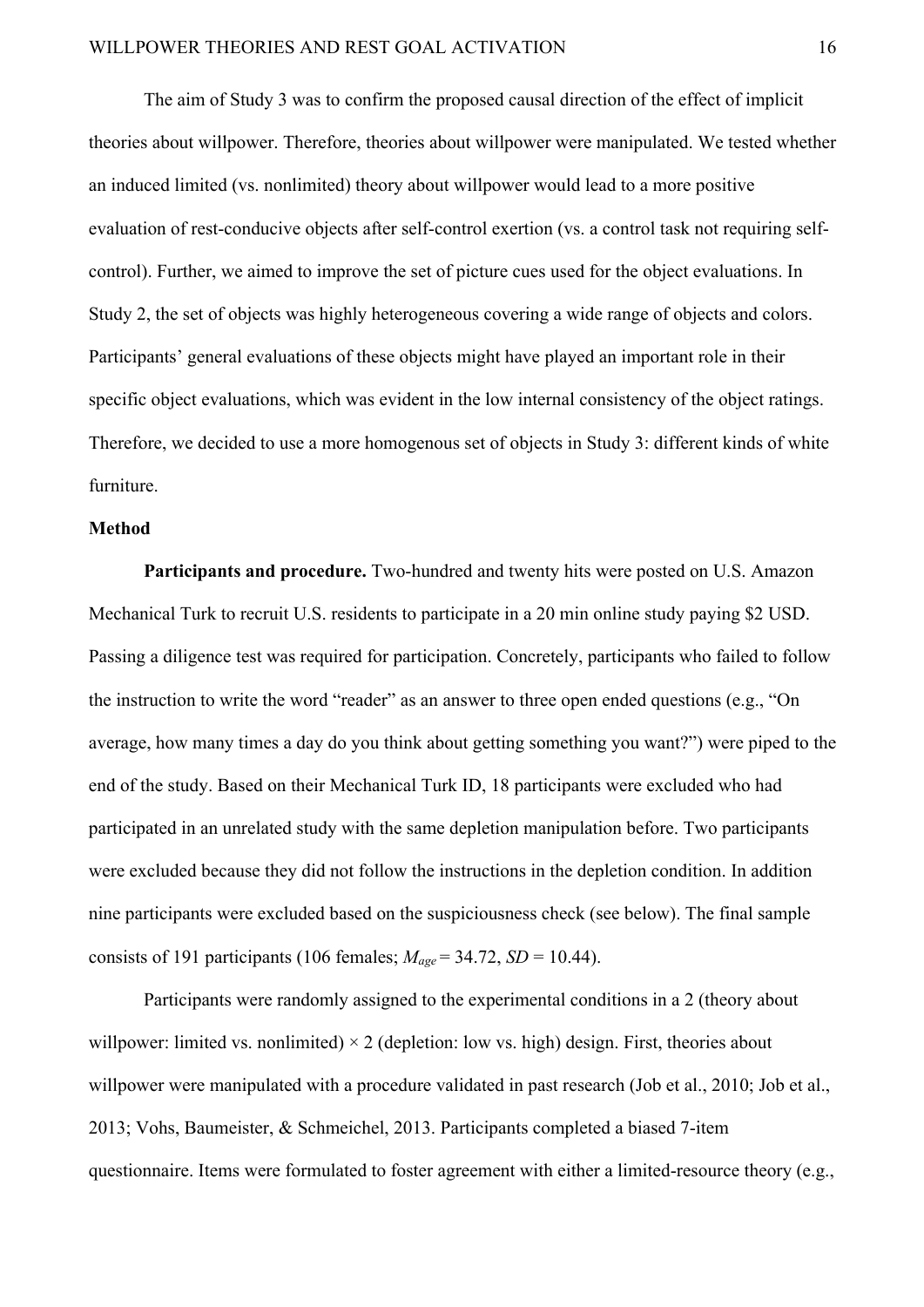The aim of Study 3 was to confirm the proposed causal direction of the effect of implicit theories about willpower. Therefore, theories about willpower were manipulated. We tested whether an induced limited (vs. nonlimited) theory about willpower would lead to a more positive evaluation of rest-conducive objects after self-control exertion (vs. a control task not requiring self-control). Further, we aimed to improve the set of picture cues used for the object evaluations. In Study 2, the set of objects was highly heterogeneous covering a wide range of objects and colors. Participants' general evaluations of these objects might have played an important role in their specific object evaluations, which was evident in the low internal consistency of the object ratings. Therefore, we decided to use a more homogenous set of objects in Study 3: different kinds of white furniture.

## Method

**Participants and procedure.** Two-hundred and twenty hits were posted on U.S. Amazon Mechanical Turk to recruit U.S. residents to participate in a 20 min online study paying $2 USD. Passing a diligence test was required for participation. Concretely, participants who failed to follow the instruction to write the word "reader" as an answer to three open ended questions (e.g., "On average, how many times a day do you think about getting something you want?") were piped to the end of the study. Based on their Mechanical Turk ID, 18 participants were excluded who had participated in an unrelated study with the same depletion manipulation before. Two participants were excluded because they did not follow the instructions in the depletion condition. In addition nine participants were excluded based on the suspiciousness check (see below). The final sample consists of 191 participants (106 females; $M_{age}$ = 34.72, *SD* = 10.44).

Participants were randomly assigned to the experimental conditions in a 2 (theory about willpower: limited vs. nonlimited) × 2 (depletion: low vs. high) design. First, theories about willpower were manipulated with a procedure validated in past research (Job et al., 2010; Job et al., 2013; Vohs, Baumeister, & Schmeichel, 2013. Participants completed a biased 7-item questionnaire. Items were formulated to foster agreement with either a limited-resource theory (e.g.,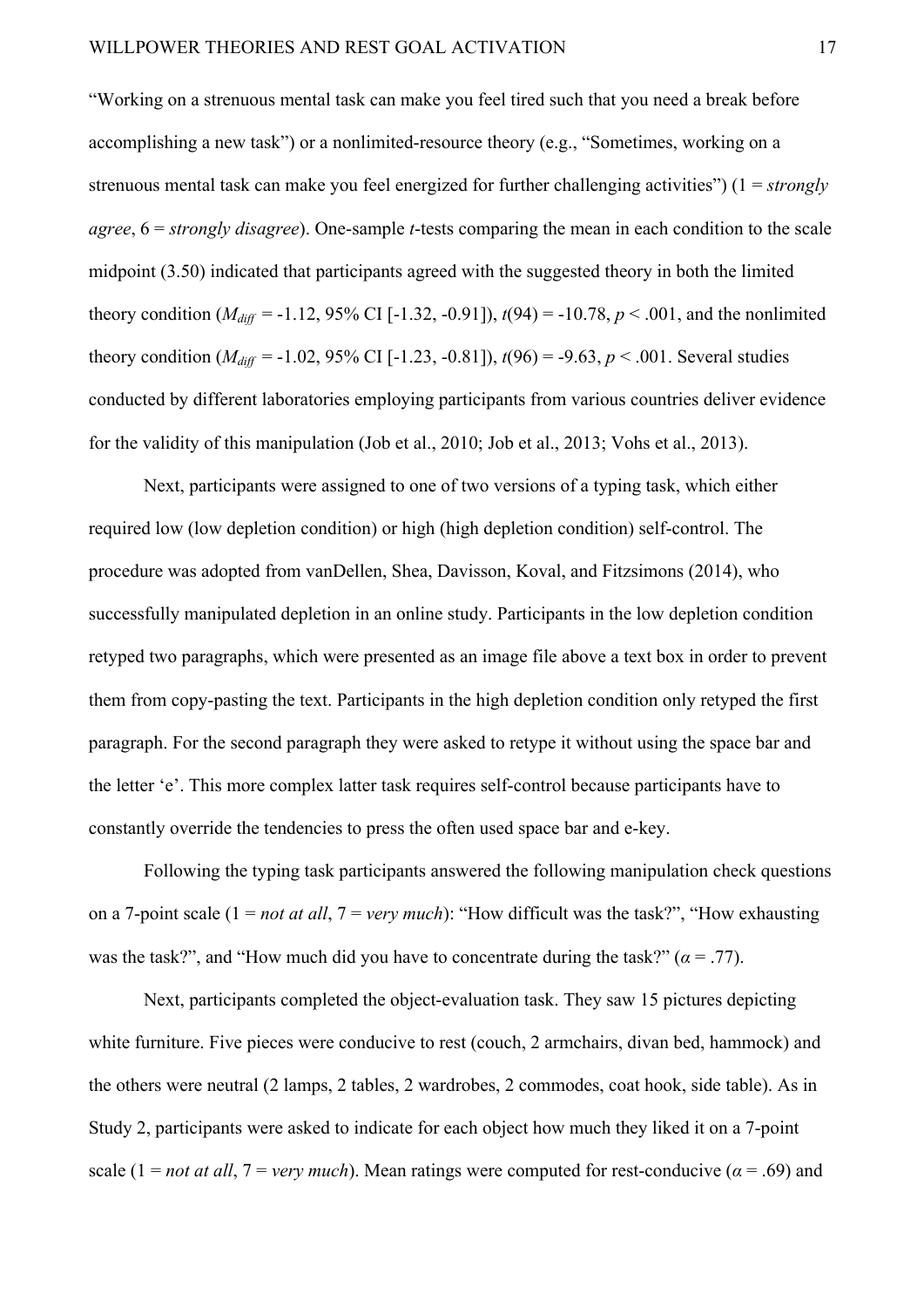"Working on a strenuous mental task can make you feel tired such that you need a break before accomplishing a new task") or a nonlimited-resource theory (e.g., "Sometimes, working on a strenuous mental task can make you feel energized for further challenging activities") (1 = *strongly agree*, 6 = *strongly disagree*). One-sample *t*-tests comparing the mean in each condition to the scale midpoint (3.50) indicated that participants agreed with the suggested theory in both the limited theory condition ($M_{diff}$ = -1.12, 95% CI [-1.32, -0.91]), $t(94) = -10.78$, $p < .001$, and the nonlimited theory condition ($M_{diff}$ = -1.02, 95% CI [-1.23, -0.81]), $t(96) = -9.63$, $p < .001$. Several studies conducted by different laboratories employing participants from various countries deliver evidence for the validity of this manipulation (Job et al., 2010; Job et al., 2013; Vohs et al., 2013).

Next, participants were assigned to one of two versions of a typing task, which either required low (low depletion condition) or high (high depletion condition) self-control. The procedure was adopted from vanDellen, Shea, Davisson, Koval, and Fitzsimons (2014), who successfully manipulated depletion in an online study. Participants in the low depletion condition retyped two paragraphs, which were presented as an image file above a text box in order to prevent them from copy-pasting the text. Participants in the high depletion condition only retyped the first paragraph. For the second paragraph they were asked to retype it without using the space bar and the letter 'e'. This more complex latter task requires self-control because participants have to constantly override the tendencies to press the often used space bar and e-key.

Following the typing task participants answered the following manipulation check questions on a 7-point scale (1 = *not at all*, 7 = *very much*): "How difficult was the task?", "How exhausting was the task?", and "How much did you have to concentrate during the task?" ($\alpha = .77$).

Next, participants completed the object-evaluation task. They saw 15 pictures depicting white furniture. Five pieces were conducive to rest (couch, 2 armchairs, divan bed, hammock) and the others were neutral (2 lamps, 2 tables, 2 wardrobes, 2 commodes, coat hook, side table). As in Study 2, participants were asked to indicate for each object how much they liked it on a 7-point scale (1 = *not at all*, 7 = *very much*). Mean ratings were computed for rest-conducive ($\alpha = .69$) and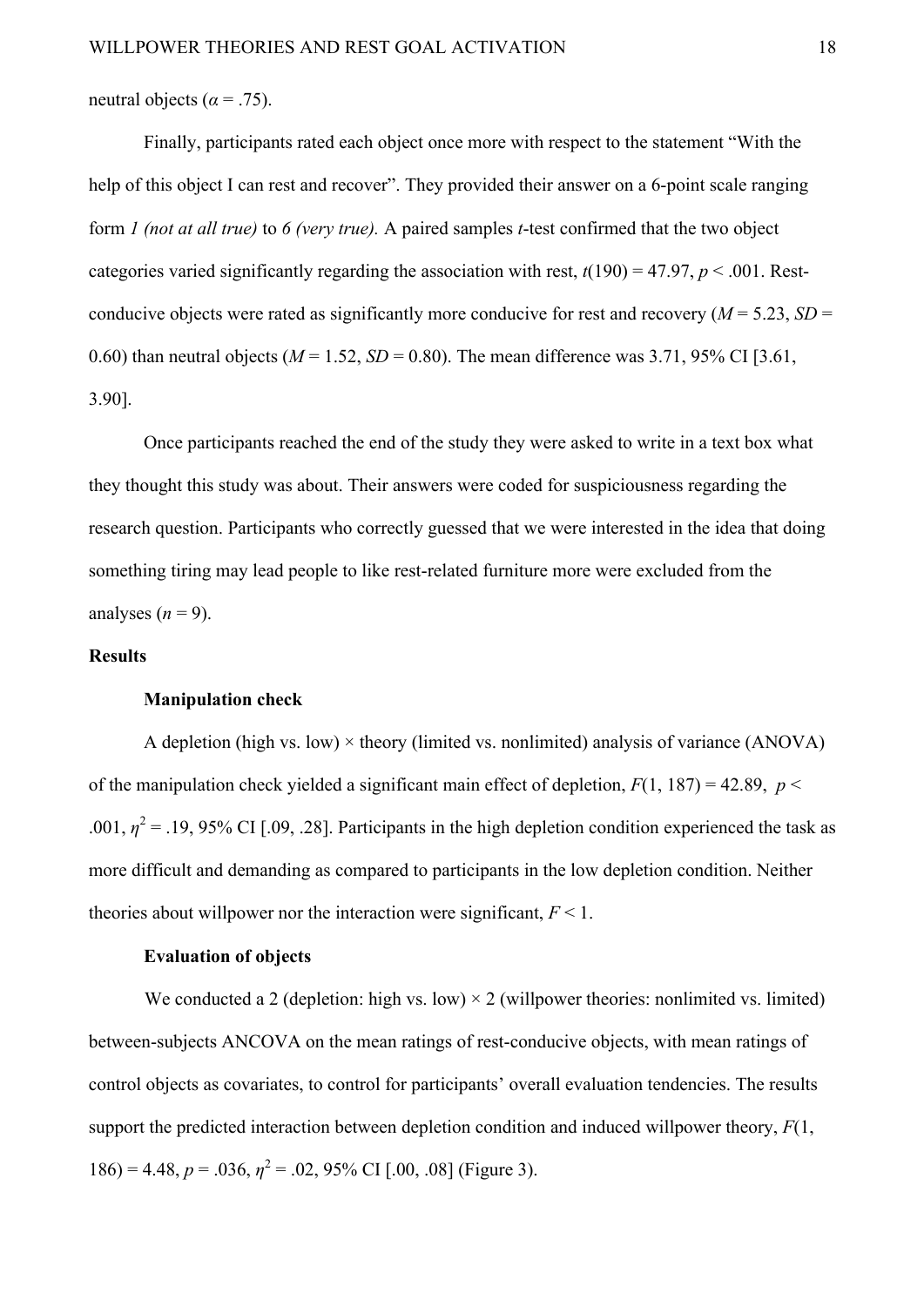neutral objects ($\alpha$ = .75).

Finally, participants rated each object once more with respect to the statement "With the help of this object I can rest and recover". They provided their answer on a 6-point scale ranging form *1 (not at all true)* to *6 (very true).* A paired samples *t*-test confirmed that the two object categories varied significantly regarding the association with rest, $t(190) = 47.97$, $p < .001$. Rest-conducive objects were rated as significantly more conducive for rest and recovery ($M = 5.23$, $SD = 0.60$) than neutral objects ($M = 1.52$, $SD = 0.80$). The mean difference was 3.71, 95% CI [3.61, 3.90].

Once participants reached the end of the study they were asked to write in a text box what they thought this study was about. Their answers were coded for suspiciousness regarding the research question. Participants who correctly guessed that we were interested in the idea that doing something tiring may lead people to like rest-related furniture more were excluded from the analyses ($n = 9$).

## Results

### Manipulation check

A depletion (high vs. low) × theory (limited vs. nonlimited) analysis of variance (ANOVA) of the manipulation check yielded a significant main effect of depletion, $F(1, 187) = 42.89$, $p < .001$, $\eta^2 = .19$, 95% CI [.09, .28]. Participants in the high depletion condition experienced the task as more difficult and demanding as compared to participants in the low depletion condition. Neither theories about willpower nor the interaction were significant, $F < 1$.

### Evaluation of objects

We conducted a 2 (depletion: high vs. low) × 2 (willpower theories: nonlimited vs. limited) between-subjects ANCOVA on the mean ratings of rest-conducive objects, with mean ratings of control objects as covariates, to control for participants' overall evaluation tendencies. The results support the predicted interaction between depletion condition and induced willpower theory, $F(1, 186) = 4.48$, $p = .036$, $\eta^2 = .02$, 95% CI [.00, .08] (Figure 3).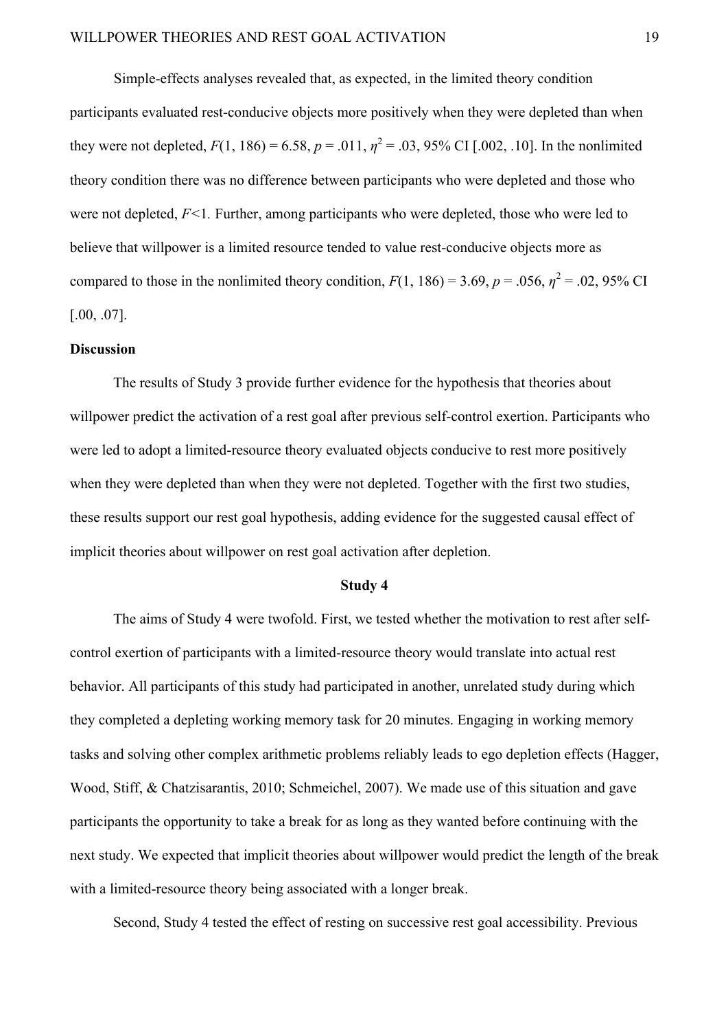Simple-effects analyses revealed that, as expected, in the limited theory condition participants evaluated rest-conducive objects more positively when they were depleted than when they were not depleted, $F(1, 186) = 6.58$, $p = .011$, $\eta^2 = .03$, 95% CI [.002, .10]. In the nonlimited theory condition there was no difference between participants who were depleted and those who were not depleted, $F<1$. Further, among participants who were depleted, those who were led to believe that willpower is a limited resource tended to value rest-conducive objects more as compared to those in the nonlimited theory condition, $F(1, 186) = 3.69$, $p = .056$, $\eta^2 = .02$, 95% CI [.00, .07].

### Discussion

The results of Study 3 provide further evidence for the hypothesis that theories about willpower predict the activation of a rest goal after previous self-control exertion. Participants who were led to adopt a limited-resource theory evaluated objects conducive to rest more positively when they were depleted than when they were not depleted. Together with the first two studies, these results support our rest goal hypothesis, adding evidence for the suggested causal effect of implicit theories about willpower on rest goal activation after depletion.

## Study 4

The aims of Study 4 were twofold. First, we tested whether the motivation to rest after self-control exertion of participants with a limited-resource theory would translate into actual rest behavior. All participants of this study had participated in another, unrelated study during which they completed a depleting working memory task for 20 minutes. Engaging in working memory tasks and solving other complex arithmetic problems reliably leads to ego depletion effects (Hagger, Wood, Stiff, & Chatzisarantis, 2010; Schmeichel, 2007). We made use of this situation and gave participants the opportunity to take a break for as long as they wanted before continuing with the next study. We expected that implicit theories about willpower would predict the length of the break with a limited-resource theory being associated with a longer break.

Second, Study 4 tested the effect of resting on successive rest goal accessibility. Previous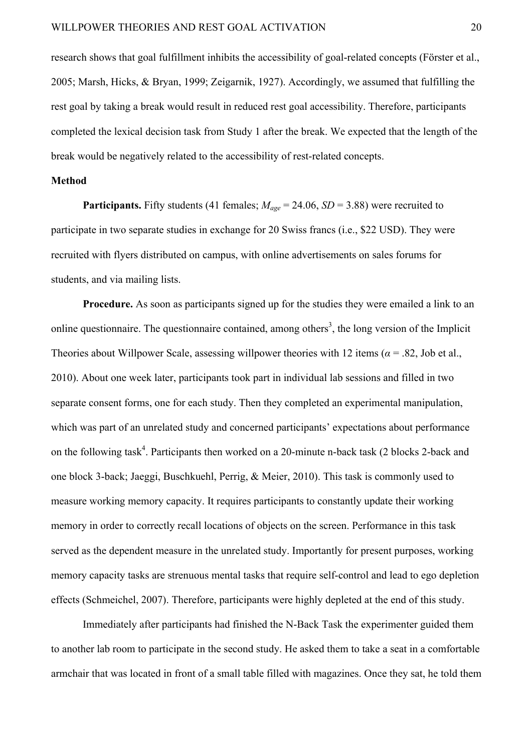research shows that goal fulfillment inhibits the accessibility of goal-related concepts (Förster et al., 2005; Marsh, Hicks, & Bryan, 1999; Zeigarnik, 1927). Accordingly, we assumed that fulfilling the rest goal by taking a break would result in reduced rest goal accessibility. Therefore, participants completed the lexical decision task from Study 1 after the break. We expected that the length of the break would be negatively related to the accessibility of rest-related concepts.

**Method**

**Participants.** Fifty students (41 females; $M_{age}$ = 24.06, *SD* = 3.88) were recruited to participate in two separate studies in exchange for 20 Swiss francs (i.e., $22 USD). They were recruited with flyers distributed on campus, with online advertisements on sales forums for students, and via mailing lists.

**Procedure.** As soon as participants signed up for the studies they were emailed a link to an online questionnaire. The questionnaire contained, among others[3], the long version of the Implicit Theories about Willpower Scale, assessing willpower theories with 12 items ($\alpha$ = .82, Job et al., 2010). About one week later, participants took part in individual lab sessions and filled in two separate consent forms, one for each study. Then they completed an experimental manipulation, which was part of an unrelated study and concerned participants' expectations about performance on the following task[4]. Participants then worked on a 20-minute n-back task (2 blocks 2-back and one block 3-back; Jaeggi, Buschkuehl, Perrig, & Meier, 2010). This task is commonly used to measure working memory capacity. It requires participants to constantly update their working memory in order to correctly recall locations of objects on the screen. Performance in this task served as the dependent measure in the unrelated study. Importantly for present purposes, working memory capacity tasks are strenuous mental tasks that require self-control and lead to ego depletion effects (Schmeichel, 2007). Therefore, participants were highly depleted at the end of this study.

Immediately after participants had finished the N-Back Task the experimenter guided them to another lab room to participate in the second study. He asked them to take a seat in a comfortable armchair that was located in front of a small table filled with magazines. Once they sat, he told them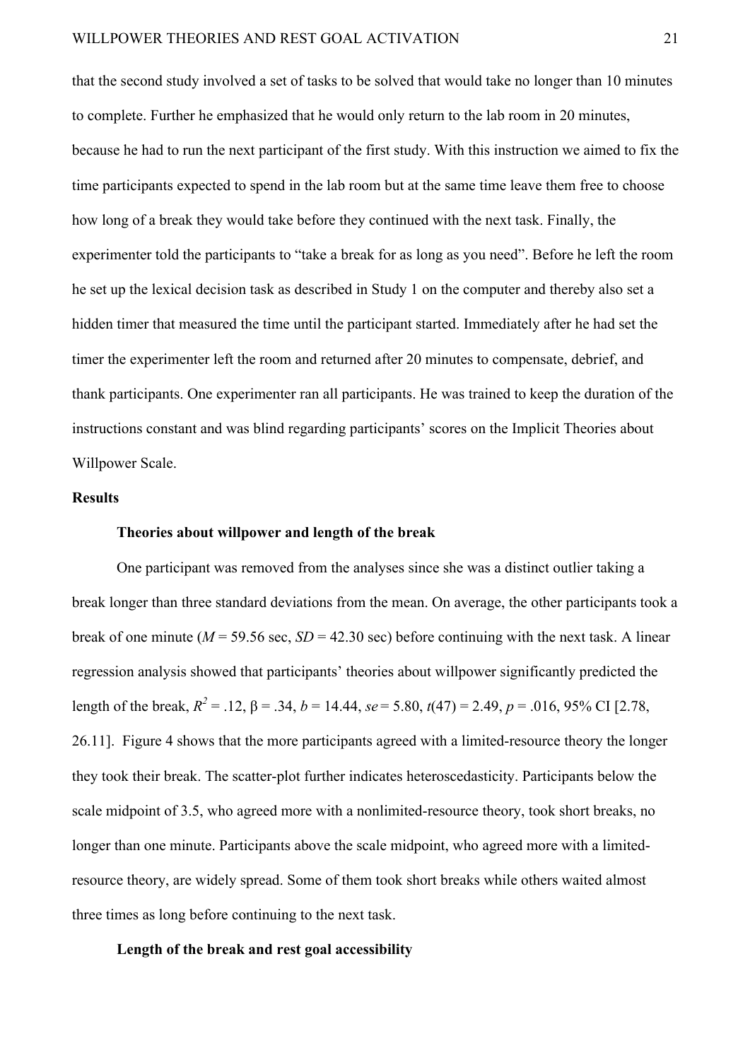that the second study involved a set of tasks to be solved that would take no longer than 10 minutes to complete. Further he emphasized that he would only return to the lab room in 20 minutes, because he had to run the next participant of the first study. With this instruction we aimed to fix the time participants expected to spend in the lab room but at the same time leave them free to choose how long of a break they would take before they continued with the next task. Finally, the experimenter told the participants to "take a break for as long as you need". Before he left the room he set up the lexical decision task as described in Study 1 on the computer and thereby also set a hidden timer that measured the time until the participant started. Immediately after he had set the timer the experimenter left the room and returned after 20 minutes to compensate, debrief, and thank participants. One experimenter ran all participants. He was trained to keep the duration of the instructions constant and was blind regarding participants' scores on the Implicit Theories about Willpower Scale.

**Results**

**Theories about willpower and length of the break**

One participant was removed from the analyses since she was a distinct outlier taking a break longer than three standard deviations from the mean. On average, the other participants took a break of one minute ($M$ = 59.56 sec, $SD$ = 42.30 sec) before continuing with the next task. A linear regression analysis showed that participants' theories about willpower significantly predicted the length of the break, $R^2$ = .12, β = .34, $b$ = 14.44, $se$ = 5.80, $t(47)$ = 2.49, $p$ = .016, 95% CI [2.78, 26.11]. Figure 4 shows that the more participants agreed with a limited-resource theory the longer they took their break. The scatter-plot further indicates heteroscedasticity. Participants below the scale midpoint of 3.5, who agreed more with a nonlimited-resource theory, took short breaks, no longer than one minute. Participants above the scale midpoint, who agreed more with a limited-resource theory, are widely spread. Some of them took short breaks while others waited almost three times as long before continuing to the next task.

**Length of the break and rest goal accessibility**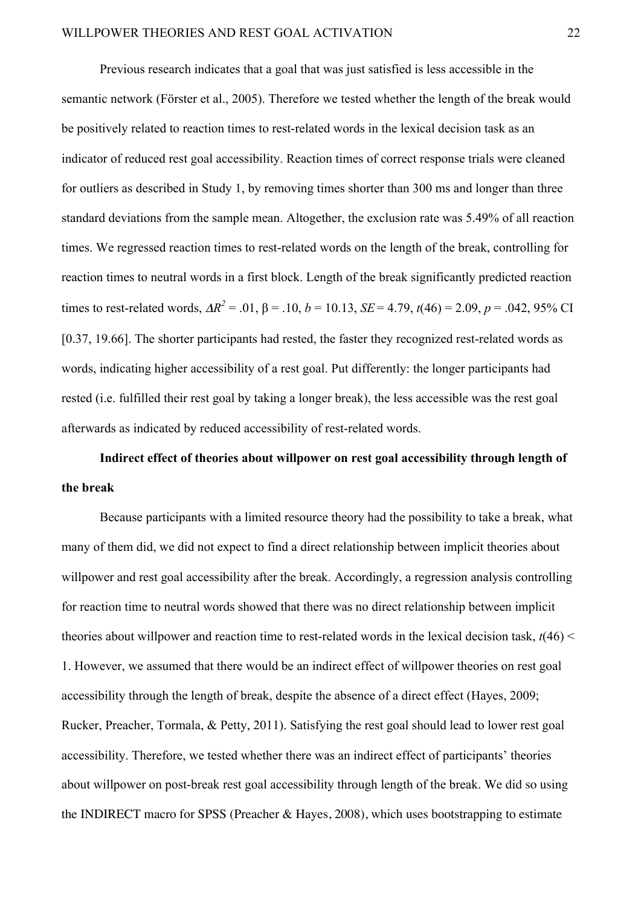Previous research indicates that a goal that was just satisfied is less accessible in the semantic network (Förster et al., 2005). Therefore we tested whether the length of the break would be positively related to reaction times to rest-related words in the lexical decision task as an indicator of reduced rest goal accessibility. Reaction times of correct response trials were cleaned for outliers as described in Study 1, by removing times shorter than 300 ms and longer than three standard deviations from the sample mean. Altogether, the exclusion rate was 5.49% of all reaction times. We regressed reaction times to rest-related words on the length of the break, controlling for reaction times to neutral words in a first block. Length of the break significantly predicted reaction times to rest-related words, $\Delta R^2 = .01$, $\beta = .10$, $b = 10.13$, $SE = 4.79$, $t(46) = 2.09$, $p = .042$, 95% CI [0.37, 19.66]. The shorter participants had rested, the faster they recognized rest-related words as words, indicating higher accessibility of a rest goal. Put differently: the longer participants had rested (i.e. fulfilled their rest goal by taking a longer break), the less accessible was the rest goal afterwards as indicated by reduced accessibility of rest-related words.

**Indirect effect of theories about willpower on rest goal accessibility through length of the break**

Because participants with a limited resource theory had the possibility to take a break, what many of them did, we did not expect to find a direct relationship between implicit theories about willpower and rest goal accessibility after the break. Accordingly, a regression analysis controlling for reaction time to neutral words showed that there was no direct relationship between implicit theories about willpower and reaction time to rest-related words in the lexical decision task, $t(46) < 1$. However, we assumed that there would be an indirect effect of willpower theories on rest goal accessibility through the length of break, despite the absence of a direct effect (Hayes, 2009; Rucker, Preacher, Tormala, & Petty, 2011). Satisfying the rest goal should lead to lower rest goal accessibility. Therefore, we tested whether there was an indirect effect of participants' theories about willpower on post-break rest goal accessibility through length of the break. We did so using the INDIRECT macro for SPSS (Preacher & Hayes, 2008), which uses bootstrapping to estimate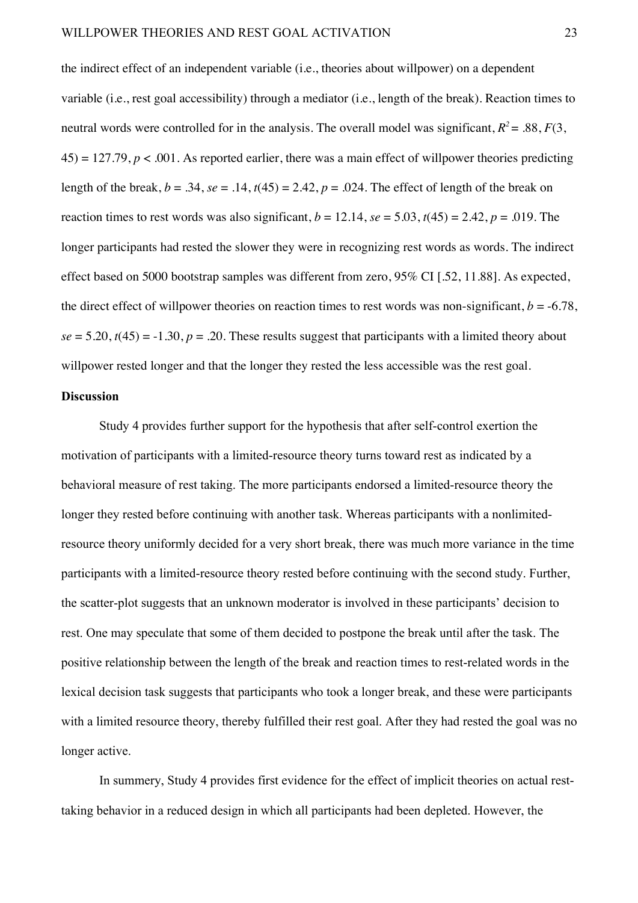the indirect effect of an independent variable (i.e., theories about willpower) on a dependent variable (i.e., rest goal accessibility) through a mediator (i.e., length of the break). Reaction times to neutral words were controlled for in the analysis. The overall model was significant, $R^2 = .88$, $F(3, 45) = 127.79$, $p < .001$. As reported earlier, there was a main effect of willpower theories predicting length of the break, $b = .34$, $se = .14$, $t(45) = 2.42$, $p = .024$. The effect of length of the break on reaction times to rest words was also significant, $b = 12.14$, $se = 5.03$, $t(45) = 2.42$, $p = .019$. The longer participants had rested the slower they were in recognizing rest words as words. The indirect effect based on 5000 bootstrap samples was different from zero, 95% CI [.52, 11.88]. As expected, the direct effect of willpower theories on reaction times to rest words was non-significant, $b = -6.78$, $se = 5.20$, $t(45) = -1.30$, $p = .20$. These results suggest that participants with a limited theory about willpower rested longer and that the longer they rested the less accessible was the rest goal.

**Discussion**

Study 4 provides further support for the hypothesis that after self-control exertion the motivation of participants with a limited-resource theory turns toward rest as indicated by a behavioral measure of rest taking. The more participants endorsed a limited-resource theory the longer they rested before continuing with another task. Whereas participants with a nonlimited-resource theory uniformly decided for a very short break, there was much more variance in the time participants with a limited-resource theory rested before continuing with the second study. Further, the scatter-plot suggests that an unknown moderator is involved in these participants' decision to rest. One may speculate that some of them decided to postpone the break until after the task. The positive relationship between the length of the break and reaction times to rest-related words in the lexical decision task suggests that participants who took a longer break, and these were participants with a limited resource theory, thereby fulfilled their rest goal. After they had rested the goal was no longer active.

In summery, Study 4 provides first evidence for the effect of implicit theories on actual rest-taking behavior in a reduced design in which all participants had been depleted. However, the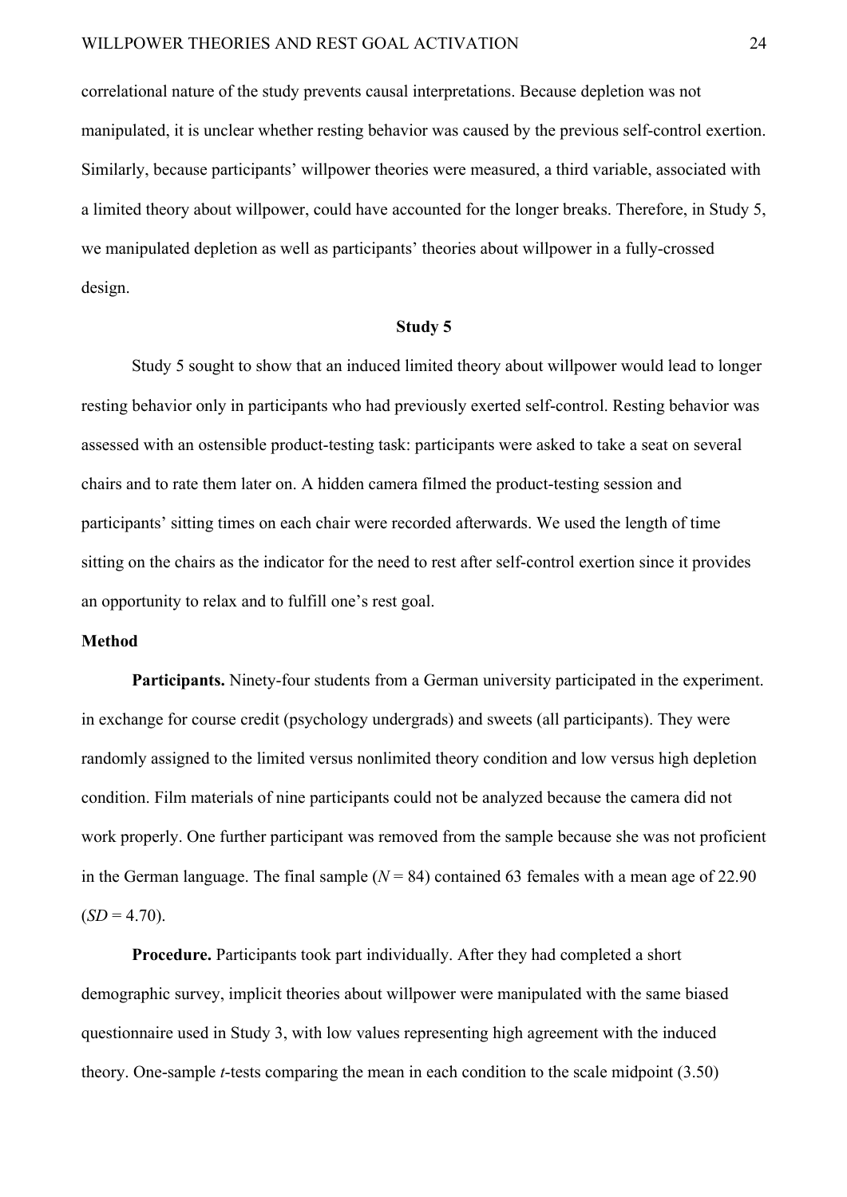correlational nature of the study prevents causal interpretations. Because depletion was not manipulated, it is unclear whether resting behavior was caused by the previous self-control exertion. Similarly, because participants' willpower theories were measured, a third variable, associated with a limited theory about willpower, could have accounted for the longer breaks. Therefore, in Study 5, we manipulated depletion as well as participants' theories about willpower in a fully-crossed design.

## Study 5

Study 5 sought to show that an induced limited theory about willpower would lead to longer resting behavior only in participants who had previously exerted self-control. Resting behavior was assessed with an ostensible product-testing task: participants were asked to take a seat on several chairs and to rate them later on. A hidden camera filmed the product-testing session and participants' sitting times on each chair were recorded afterwards. We used the length of time sitting on the chairs as the indicator for the need to rest after self-control exertion since it provides an opportunity to relax and to fulfill one's rest goal.

### Method

**Participants.** Ninety-four students from a German university participated in the experiment. in exchange for course credit (psychology undergrads) and sweets (all participants). They were randomly assigned to the limited versus nonlimited theory condition and low versus high depletion condition. Film materials of nine participants could not be analyzed because the camera did not work properly. One further participant was removed from the sample because she was not proficient in the German language. The final sample ($N$ = 84) contained 63 females with a mean age of 22.90 ($SD$ = 4.70).

**Procedure.** Participants took part individually. After they had completed a short demographic survey, implicit theories about willpower were manipulated with the same biased questionnaire used in Study 3, with low values representing high agreement with the induced theory. One-sample $t$-tests comparing the mean in each condition to the scale midpoint (3.50)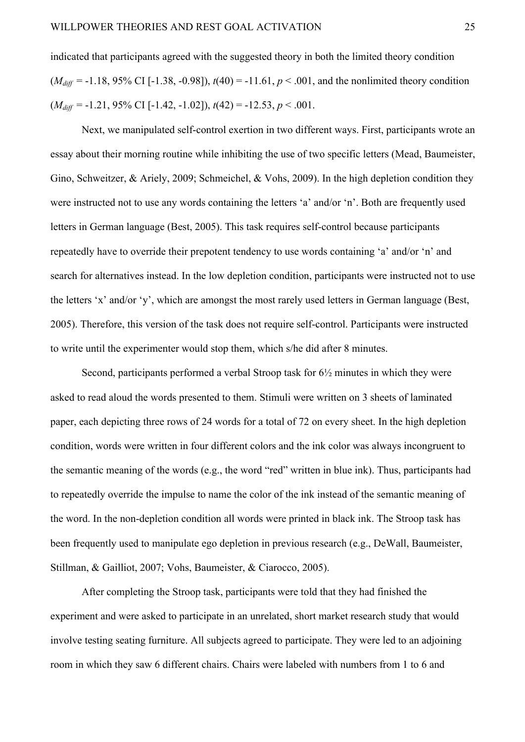indicated that participants agreed with the suggested theory in both the limited theory condition ($M_{diff}$ = -1.18, 95% CI [-1.38, -0.98]), $t(40) = -11.61$, $p < .001$, and the nonlimited theory condition ($M_{diff}$ = -1.21, 95% CI [-1.42, -1.02]), $t(42) = -12.53$, $p < .001$.

Next, we manipulated self-control exertion in two different ways. First, participants wrote an essay about their morning routine while inhibiting the use of two specific letters (Mead, Baumeister, Gino, Schweitzer, & Ariely, 2009; Schmeichel, & Vohs, 2009). In the high depletion condition they were instructed not to use any words containing the letters 'a' and/or 'n'. Both are frequently used letters in German language (Best, 2005). This task requires self-control because participants repeatedly have to override their prepotent tendency to use words containing 'a' and/or 'n' and search for alternatives instead. In the low depletion condition, participants were instructed not to use the letters 'x' and/or 'y', which are amongst the most rarely used letters in German language (Best, 2005). Therefore, this version of the task does not require self-control. Participants were instructed to write until the experimenter would stop them, which s/he did after 8 minutes.

Second, participants performed a verbal Stroop task for 6½ minutes in which they were asked to read aloud the words presented to them. Stimuli were written on 3 sheets of laminated paper, each depicting three rows of 24 words for a total of 72 on every sheet. In the high depletion condition, words were written in four different colors and the ink color was always incongruent to the semantic meaning of the words (e.g., the word "red" written in blue ink). Thus, participants had to repeatedly override the impulse to name the color of the ink instead of the semantic meaning of the word. In the non-depletion condition all words were printed in black ink. The Stroop task has been frequently used to manipulate ego depletion in previous research (e.g., DeWall, Baumeister, Stillman, & Gailliot, 2007; Vohs, Baumeister, & Ciarocco, 2005).

After completing the Stroop task, participants were told that they had finished the experiment and were asked to participate in an unrelated, short market research study that would involve testing seating furniture. All subjects agreed to participate. They were led to an adjoining room in which they saw 6 different chairs. Chairs were labeled with numbers from 1 to 6 and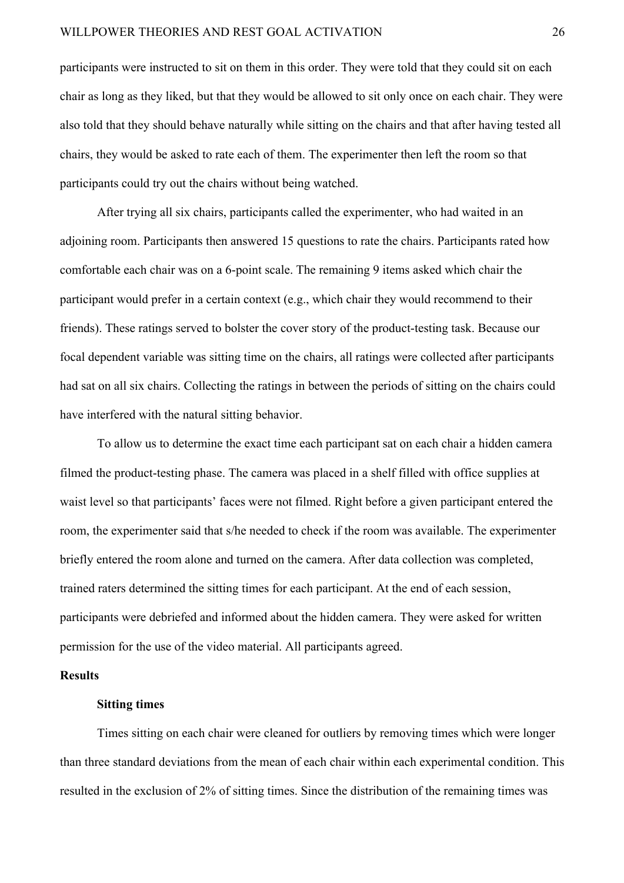participants were instructed to sit on them in this order. They were told that they could sit on each chair as long as they liked, but that they would be allowed to sit only once on each chair. They were also told that they should behave naturally while sitting on the chairs and that after having tested all chairs, they would be asked to rate each of them. The experimenter then left the room so that participants could try out the chairs without being watched.

After trying all six chairs, participants called the experimenter, who had waited in an adjoining room. Participants then answered 15 questions to rate the chairs. Participants rated how comfortable each chair was on a 6-point scale. The remaining 9 items asked which chair the participant would prefer in a certain context (e.g., which chair they would recommend to their friends). These ratings served to bolster the cover story of the product-testing task. Because our focal dependent variable was sitting time on the chairs, all ratings were collected after participants had sat on all six chairs. Collecting the ratings in between the periods of sitting on the chairs could have interfered with the natural sitting behavior.

To allow us to determine the exact time each participant sat on each chair a hidden camera filmed the product-testing phase. The camera was placed in a shelf filled with office supplies at waist level so that participants' faces were not filmed. Right before a given participant entered the room, the experimenter said that s/he needed to check if the room was available. The experimenter briefly entered the room alone and turned on the camera. After data collection was completed, trained raters determined the sitting times for each participant. At the end of each session, participants were debriefed and informed about the hidden camera. They were asked for written permission for the use of the video material. All participants agreed.

## Results

### Sitting times

Times sitting on each chair were cleaned for outliers by removing times which were longer than three standard deviations from the mean of each chair within each experimental condition. This resulted in the exclusion of 2% of sitting times. Since the distribution of the remaining times was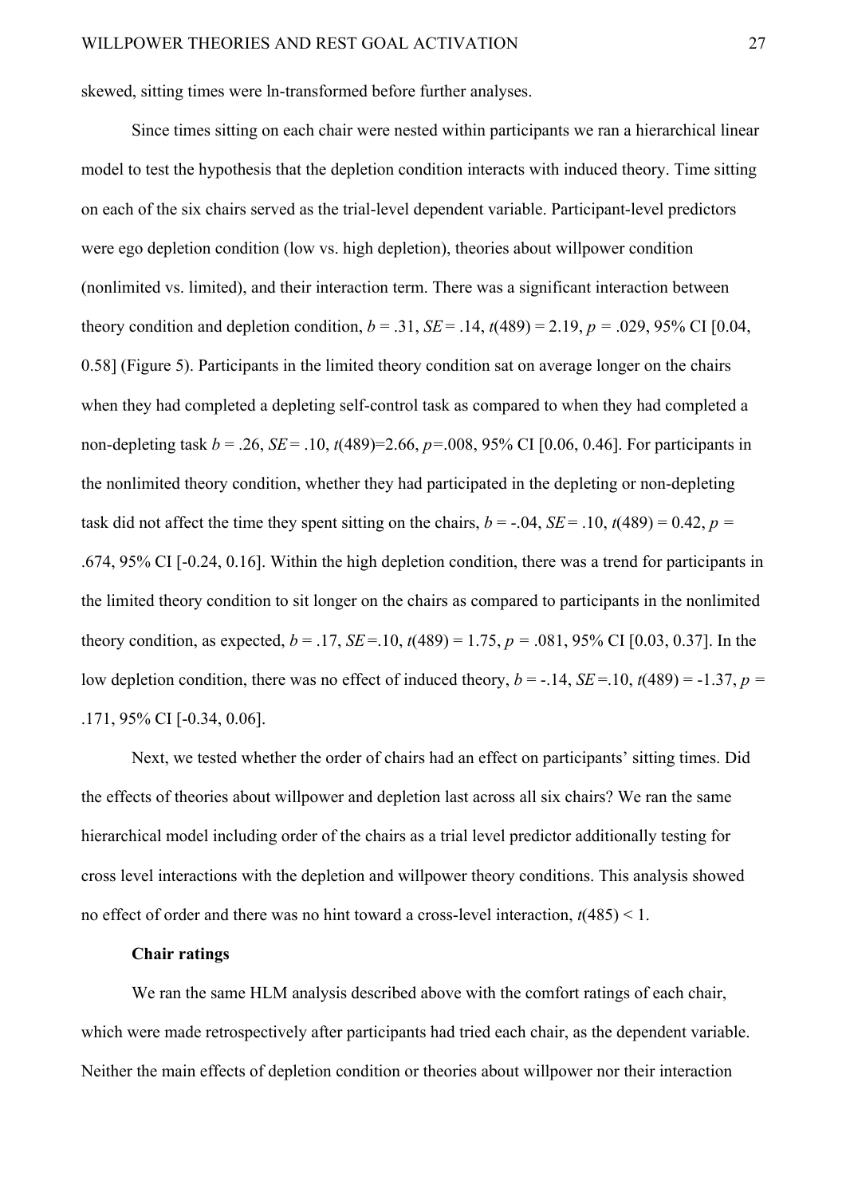skewed, sitting times were ln-transformed before further analyses.

Since times sitting on each chair were nested within participants we ran a hierarchical linear model to test the hypothesis that the depletion condition interacts with induced theory. Time sitting on each of the six chairs served as the trial-level dependent variable. Participant-level predictors were ego depletion condition (low vs. high depletion), theories about willpower condition (nonlimited vs. limited), and their interaction term. There was a significant interaction between theory condition and depletion condition, $b = .31$, $SE = .14$, $t(489) = 2.19$, $p = .029$, 95% CI [0.04, 0.58] (Figure 5). Participants in the limited theory condition sat on average longer on the chairs when they had completed a depleting self-control task as compared to when they had completed a non-depleting task $b = .26$, $SE = .10$, $t(489) = 2.66$, $p = .008$, 95% CI [0.06, 0.46]. For participants in the nonlimited theory condition, whether they had participated in the depleting or non-depleting task did not affect the time they spent sitting on the chairs, $b = -.04$, $SE = .10$, $t(489) = 0.42$, $p = .674$, 95% CI [-0.24, 0.16]. Within the high depletion condition, there was a trend for participants in the limited theory condition to sit longer on the chairs as compared to participants in the nonlimited theory condition, as expected, $b = .17$, $SE = .10$, $t(489) = 1.75$, $p = .081$, 95% CI [0.03, 0.37]. In the low depletion condition, there was no effect of induced theory, $b = -.14$, $SE = .10$, $t(489) = -1.37$, $p = .171$, 95% CI [-0.34, 0.06].

Next, we tested whether the order of chairs had an effect on participants' sitting times. Did the effects of theories about willpower and depletion last across all six chairs? We ran the same hierarchical model including order of the chairs as a trial level predictor additionally testing for cross level interactions with the depletion and willpower theory conditions. This analysis showed no effect of order and there was no hint toward a cross-level interaction, $t(485) < 1$.

**Chair ratings**

We ran the same HLM analysis described above with the comfort ratings of each chair, which were made retrospectively after participants had tried each chair, as the dependent variable. Neither the main effects of depletion condition or theories about willpower nor their interaction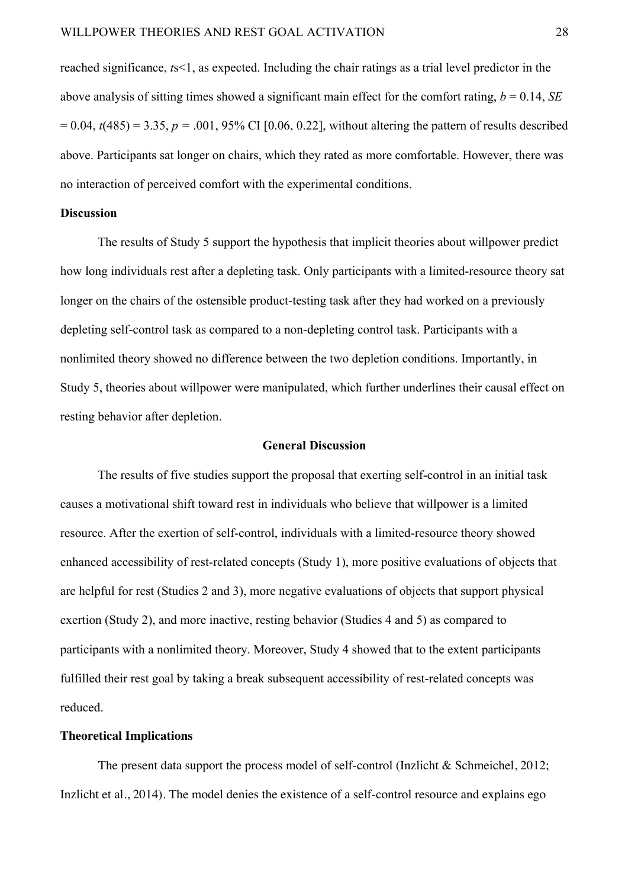reached significance, *t*s<1, as expected. Including the chair ratings as a trial level predictor in the above analysis of sitting times showed a significant main effect for the comfort rating, $b = 0.14$, $SE = 0.04$, $t(485) = 3.35$, $p = .001$, 95% CI [0.06, 0.22], without altering the pattern of results described above. Participants sat longer on chairs, which they rated as more comfortable. However, there was no interaction of perceived comfort with the experimental conditions.

### Discussion

The results of Study 5 support the hypothesis that implicit theories about willpower predict how long individuals rest after a depleting task. Only participants with a limited-resource theory sat longer on the chairs of the ostensible product-testing task after they had worked on a previously depleting self-control task as compared to a non-depleting control task. Participants with a nonlimited theory showed no difference between the two depletion conditions. Importantly, in Study 5, theories about willpower were manipulated, which further underlines their causal effect on resting behavior after depletion.

## General Discussion

The results of five studies support the proposal that exerting self-control in an initial task causes a motivational shift toward rest in individuals who believe that willpower is a limited resource. After the exertion of self-control, individuals with a limited-resource theory showed enhanced accessibility of rest-related concepts (Study 1), more positive evaluations of objects that are helpful for rest (Studies 2 and 3), more negative evaluations of objects that support physical exertion (Study 2), and more inactive, resting behavior (Studies 4 and 5) as compared to participants with a nonlimited theory. Moreover, Study 4 showed that to the extent participants fulfilled their rest goal by taking a break subsequent accessibility of rest-related concepts was reduced.

### Theoretical Implications

The present data support the process model of self-control (Inzlicht & Schmeichel, 2012; Inzlicht et al., 2014). The model denies the existence of a self-control resource and explains ego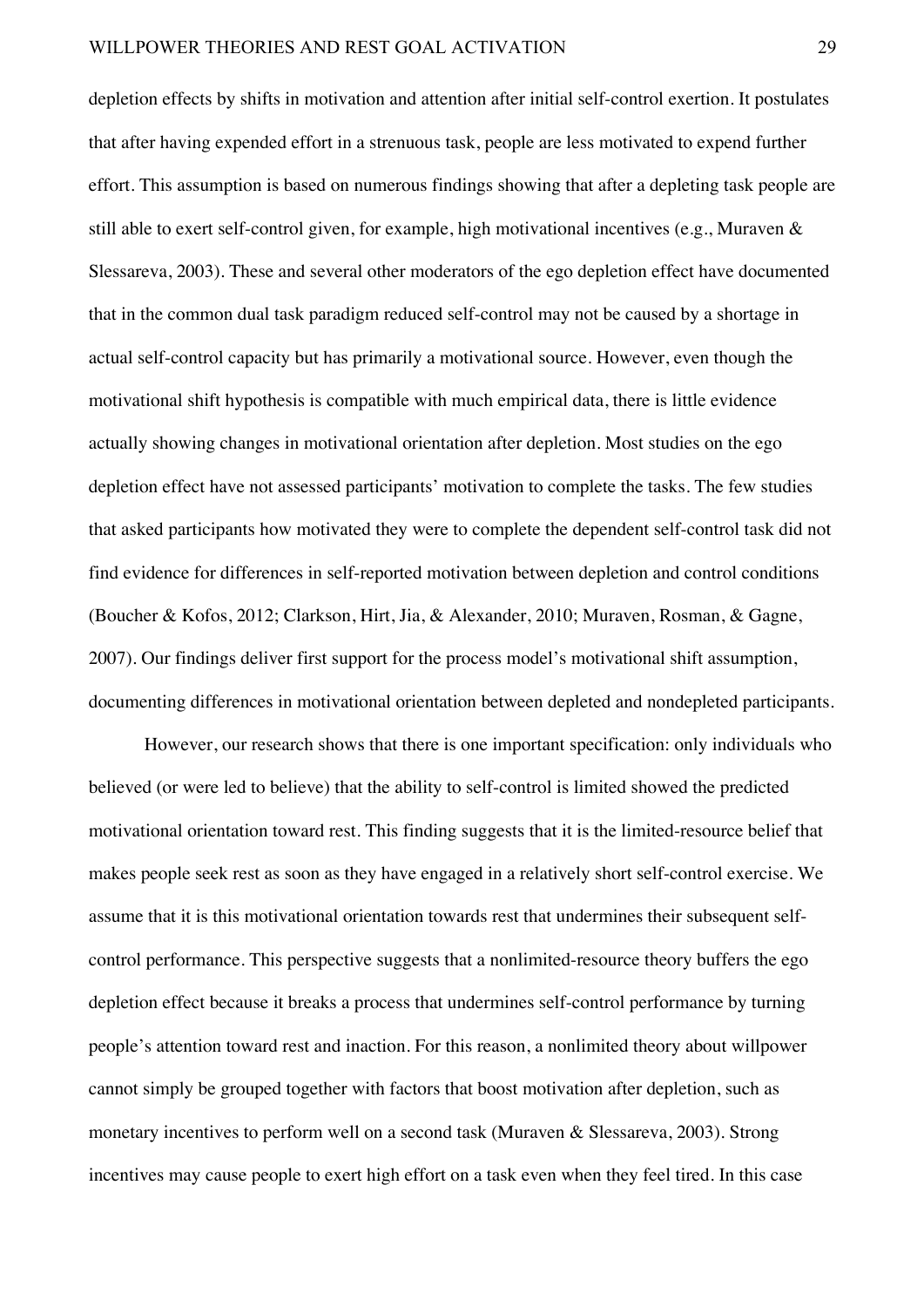depletion effects by shifts in motivation and attention after initial self-control exertion. It postulates that after having expended effort in a strenuous task, people are less motivated to expend further effort. This assumption is based on numerous findings showing that after a depleting task people are still able to exert self-control given, for example, high motivational incentives (e.g., Muraven & Slessareva, 2003). These and several other moderators of the ego depletion effect have documented that in the common dual task paradigm reduced self-control may not be caused by a shortage in actual self-control capacity but has primarily a motivational source. However, even though the motivational shift hypothesis is compatible with much empirical data, there is little evidence actually showing changes in motivational orientation after depletion. Most studies on the ego depletion effect have not assessed participants' motivation to complete the tasks. The few studies that asked participants how motivated they were to complete the dependent self-control task did not find evidence for differences in self-reported motivation between depletion and control conditions (Boucher & Kofos, 2012; Clarkson, Hirt, Jia, & Alexander, 2010; Muraven, Rosman, & Gagne, 2007). Our findings deliver first support for the process model's motivational shift assumption, documenting differences in motivational orientation between depleted and nondepleted participants.

However, our research shows that there is one important specification: only individuals who believed (or were led to believe) that the ability to self-control is limited showed the predicted motivational orientation toward rest. This finding suggests that it is the limited-resource belief that makes people seek rest as soon as they have engaged in a relatively short self-control exercise. We assume that it is this motivational orientation towards rest that undermines their subsequent self-control performance. This perspective suggests that a nonlimited-resource theory buffers the ego depletion effect because it breaks a process that undermines self-control performance by turning people's attention toward rest and inaction. For this reason, a nonlimited theory about willpower cannot simply be grouped together with factors that boost motivation after depletion, such as monetary incentives to perform well on a second task (Muraven & Slessareva, 2003). Strong incentives may cause people to exert high effort on a task even when they feel tired. In this case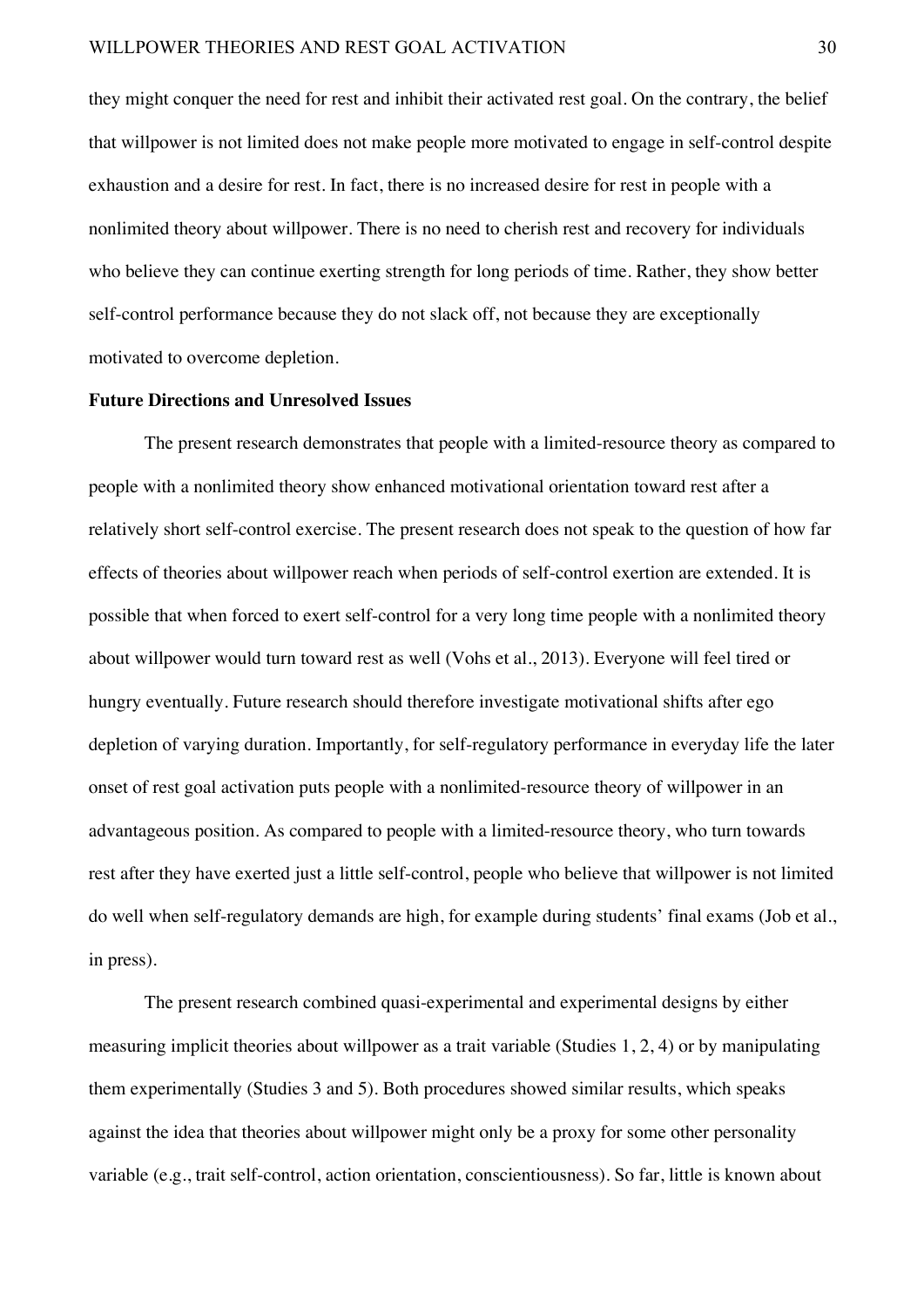they might conquer the need for rest and inhibit their activated rest goal. On the contrary, the belief that willpower is not limited does not make people more motivated to engage in self-control despite exhaustion and a desire for rest. In fact, there is no increased desire for rest in people with a nonlimited theory about willpower. There is no need to cherish rest and recovery for individuals who believe they can continue exerting strength for long periods of time. Rather, they show better self-control performance because they do not slack off, not because they are exceptionally motivated to overcome depletion.

**Future Directions and Unresolved Issues**

The present research demonstrates that people with a limited-resource theory as compared to people with a nonlimited theory show enhanced motivational orientation toward rest after a relatively short self-control exercise. The present research does not speak to the question of how far effects of theories about willpower reach when periods of self-control exertion are extended. It is possible that when forced to exert self-control for a very long time people with a nonlimited theory about willpower would turn toward rest as well (Vohs et al., 2013). Everyone will feel tired or hungry eventually. Future research should therefore investigate motivational shifts after ego depletion of varying duration. Importantly, for self-regulatory performance in everyday life the later onset of rest goal activation puts people with a nonlimited-resource theory of willpower in an advantageous position. As compared to people with a limited-resource theory, who turn towards rest after they have exerted just a little self-control, people who believe that willpower is not limited do well when self-regulatory demands are high, for example during students' final exams (Job et al., in press).

The present research combined quasi-experimental and experimental designs by either measuring implicit theories about willpower as a trait variable (Studies 1, 2, 4) or by manipulating them experimentally (Studies 3 and 5). Both procedures showed similar results, which speaks against the idea that theories about willpower might only be a proxy for some other personality variable (e.g., trait self-control, action orientation, conscientiousness). So far, little is known about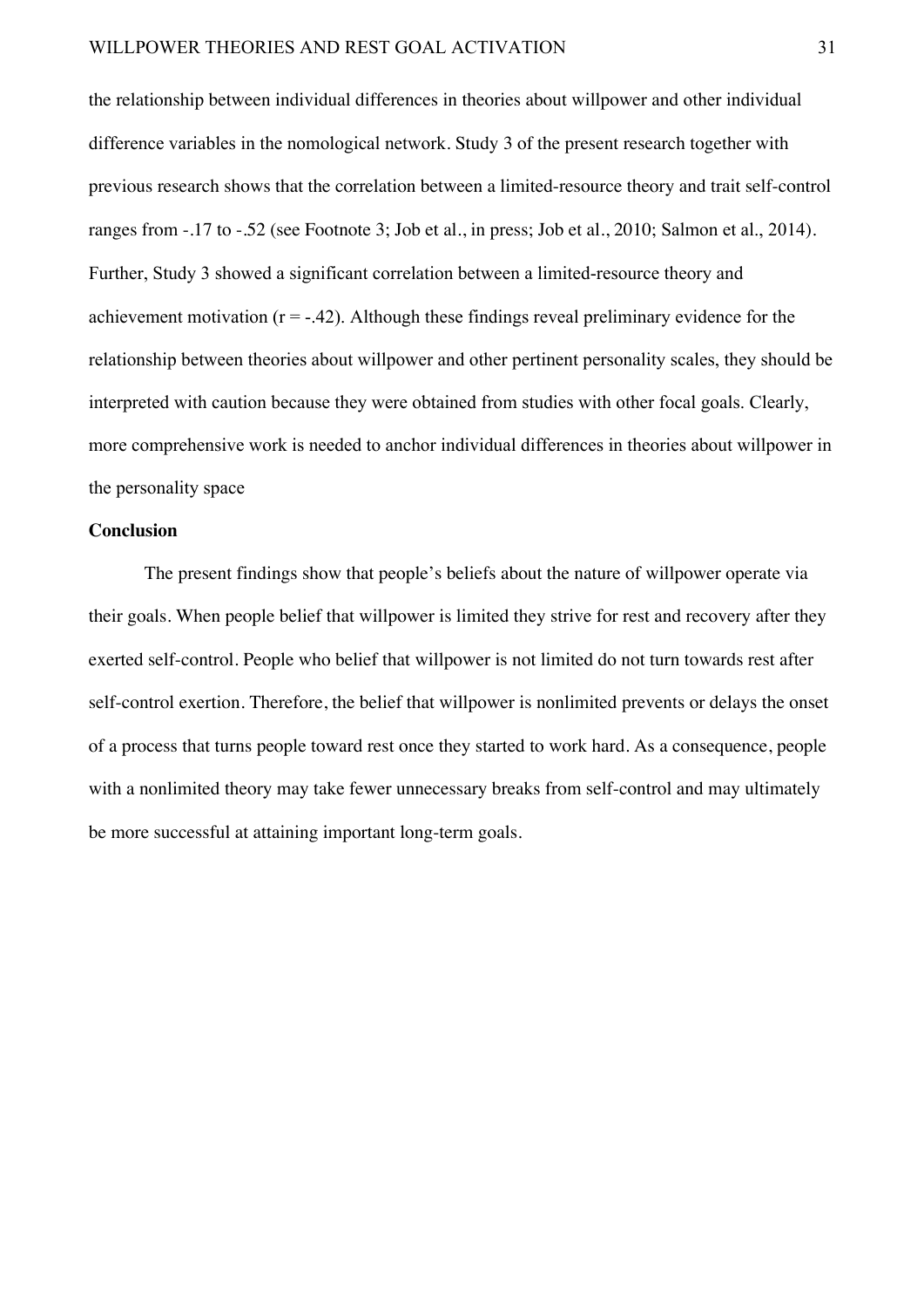the relationship between individual differences in theories about willpower and other individual difference variables in the nomological network. Study 3 of the present research together with previous research shows that the correlation between a limited-resource theory and trait self-control ranges from -.17 to -.52 (see Footnote 3; Job et al., in press; Job et al., 2010; Salmon et al., 2014). Further, Study 3 showed a significant correlation between a limited-resource theory and achievement motivation ($r = -.42$). Although these findings reveal preliminary evidence for the relationship between theories about willpower and other pertinent personality scales, they should be interpreted with caution because they were obtained from studies with other focal goals. Clearly, more comprehensive work is needed to anchor individual differences in theories about willpower in the personality space

**Conclusion**

The present findings show that people's beliefs about the nature of willpower operate via their goals. When people belief that willpower is limited they strive for rest and recovery after they exerted self-control. People who belief that willpower is not limited do not turn towards rest after self-control exertion. Therefore, the belief that willpower is nonlimited prevents or delays the onset of a process that turns people toward rest once they started to work hard. As a consequence, people with a nonlimited theory may take fewer unnecessary breaks from self-control and may ultimately be more successful at attaining important long-term goals.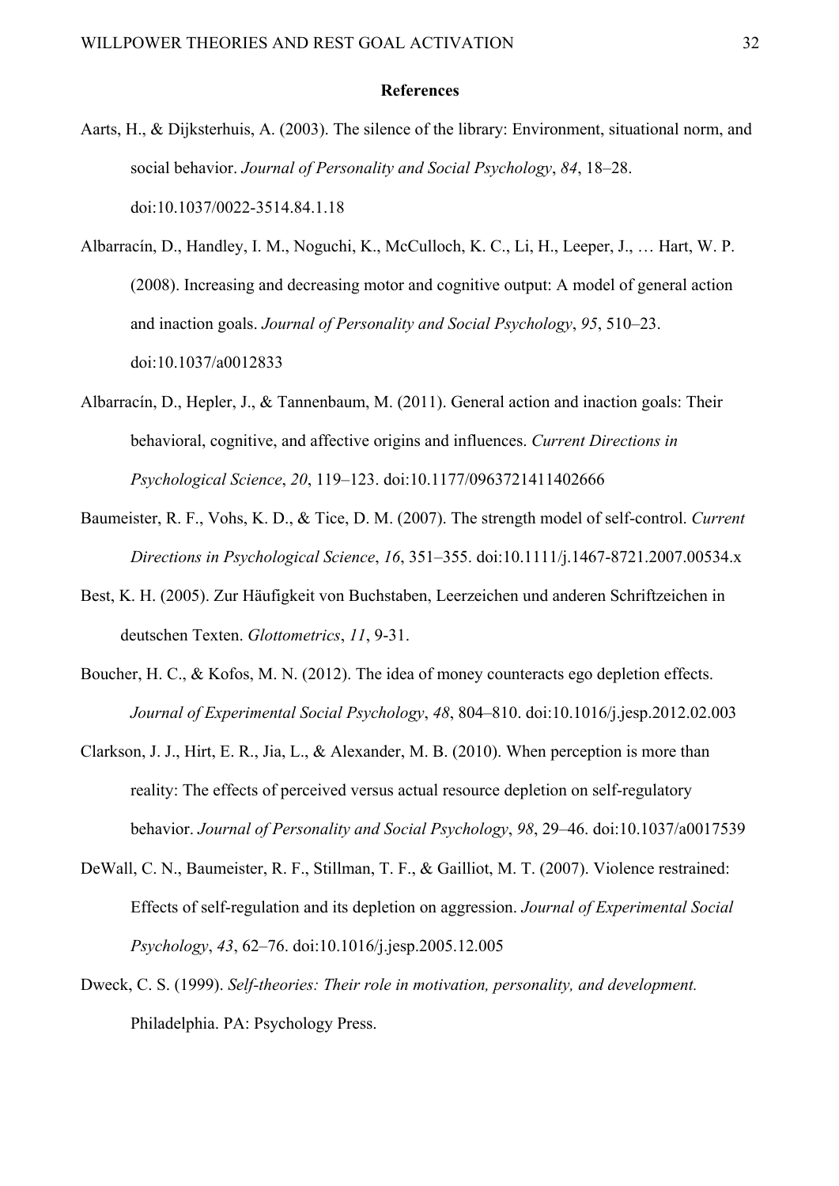## References

Aarts, H., & Dijksterhuis, A. (2003). The silence of the library: Environment, situational norm, and social behavior. *Journal of Personality and Social Psychology*, *84*, 18–28. doi:10.1037/0022-3514.84.1.18

Albarracín, D., Handley, I. M., Noguchi, K., McCulloch, K. C., Li, H., Leeper, J., … Hart, W. P. (2008). Increasing and decreasing motor and cognitive output: A model of general action and inaction goals. *Journal of Personality and Social Psychology*, *95*, 510–23. doi:10.1037/a0012833

Albarracín, D., Hepler, J., & Tannenbaum, M. (2011). General action and inaction goals: Their behavioral, cognitive, and affective origins and influences. *Current Directions in Psychological Science*, *20*, 119–123. doi:10.1177/0963721411402666

Baumeister, R. F., Vohs, K. D., & Tice, D. M. (2007). The strength model of self-control. *Current Directions in Psychological Science*, *16*, 351–355. doi:10.1111/j.1467-8721.2007.00534.x

Best, K. H. (2005). Zur Häufigkeit von Buchstaben, Leerzeichen und anderen Schriftzeichen in deutschen Texten. *Glottometrics*, *11*, 9-31.

Boucher, H. C., & Kofos, M. N. (2012). The idea of money counteracts ego depletion effects. *Journal of Experimental Social Psychology*, *48*, 804–810. doi:10.1016/j.jesp.2012.02.003

Clarkson, J. J., Hirt, E. R., Jia, L., & Alexander, M. B. (2010). When perception is more than reality: The effects of perceived versus actual resource depletion on self-regulatory behavior. *Journal of Personality and Social Psychology*, *98*, 29–46. doi:10.1037/a0017539

DeWall, C. N., Baumeister, R. F., Stillman, T. F., & Gailliot, M. T. (2007). Violence restrained: Effects of self-regulation and its depletion on aggression. *Journal of Experimental Social Psychology*, *43*, 62–76. doi:10.1016/j.jesp.2005.12.005

Dweck, C. S. (1999). *Self-theories: Their role in motivation, personality, and development.* Philadelphia. PA: Psychology Press.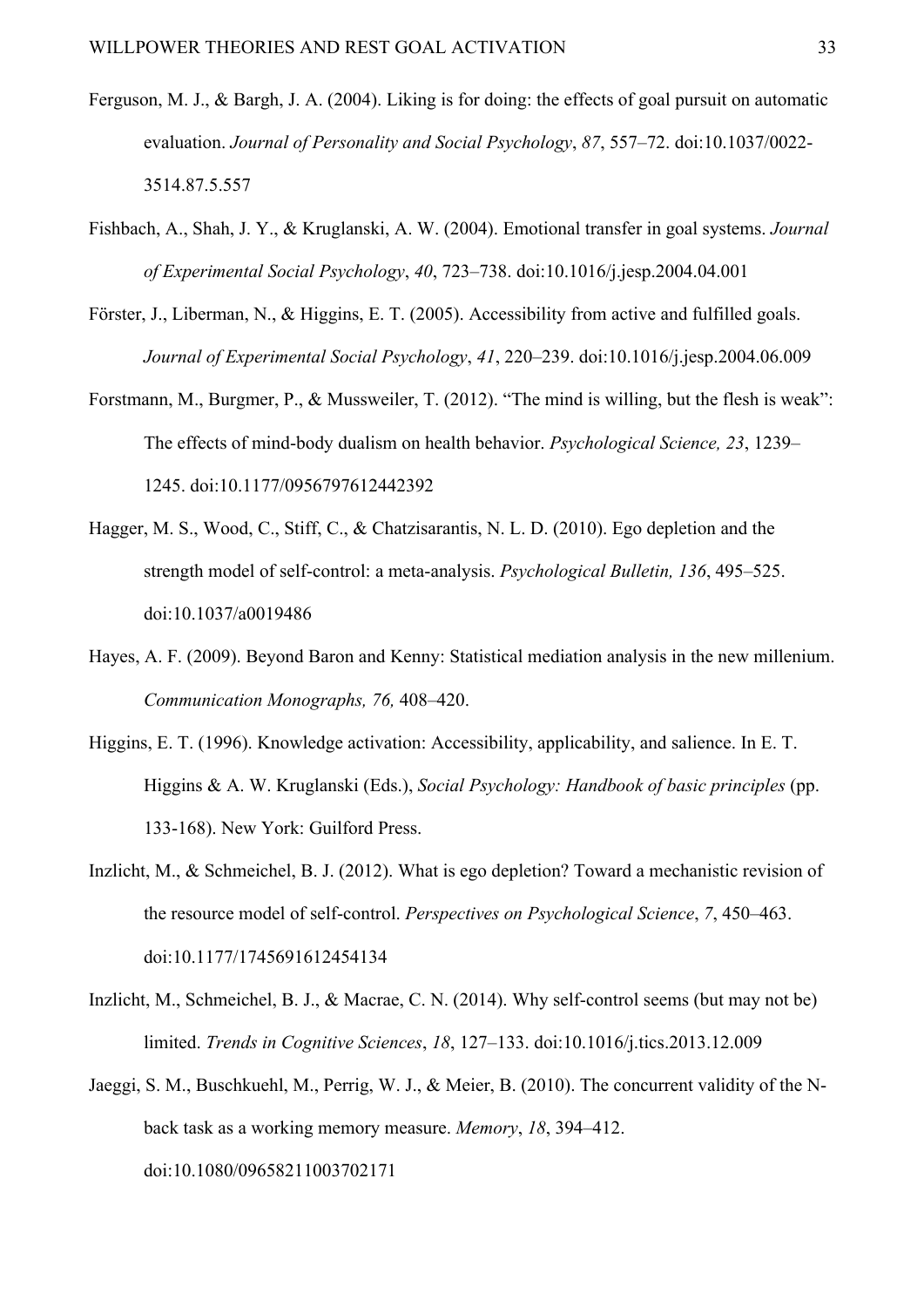Ferguson, M. J., & Bargh, J. A. (2004). Liking is for doing: the effects of goal pursuit on automatic evaluation. *Journal of Personality and Social Psychology*, *87*, 557–72. doi:10.1037/0022-3514.87.5.557

Fishbach, A., Shah, J. Y., & Kruglanski, A. W. (2004). Emotional transfer in goal systems. *Journal of Experimental Social Psychology*, *40*, 723–738. doi:10.1016/j.jesp.2004.04.001

Förster, J., Liberman, N., & Higgins, E. T. (2005). Accessibility from active and fulfilled goals. *Journal of Experimental Social Psychology*, *41*, 220–239. doi:10.1016/j.jesp.2004.06.009

Forstmann, M., Burgmer, P., & Mussweiler, T. (2012). "The mind is willing, but the flesh is weak": The effects of mind-body dualism on health behavior. *Psychological Science, 23*, 1239–1245. doi:10.1177/0956797612442392

Hagger, M. S., Wood, C., Stiff, C., & Chatzisarantis, N. L. D. (2010). Ego depletion and the strength model of self-control: a meta-analysis. *Psychological Bulletin, 136*, 495–525. doi:10.1037/a0019486

Hayes, A. F. (2009). Beyond Baron and Kenny: Statistical mediation analysis in the new millenium. *Communication Monographs, 76,* 408–420.

Higgins, E. T. (1996). Knowledge activation: Accessibility, applicability, and salience. In E. T. Higgins & A. W. Kruglanski (Eds.), *Social Psychology: Handbook of basic principles* (pp. 133-168). New York: Guilford Press.

Inzlicht, M., & Schmeichel, B. J. (2012). What is ego depletion? Toward a mechanistic revision of the resource model of self-control. *Perspectives on Psychological Science*, *7*, 450–463. doi:10.1177/1745691612454134

Inzlicht, M., Schmeichel, B. J., & Macrae, C. N. (2014). Why self-control seems (but may not be) limited. *Trends in Cognitive Sciences*, *18*, 127–133. doi:10.1016/j.tics.2013.12.009

Jaeggi, S. M., Buschkuehl, M., Perrig, W. J., & Meier, B. (2010). The concurrent validity of the N-back task as a working memory measure. *Memory*, *18*, 394–412. doi:10.1080/09658211003702171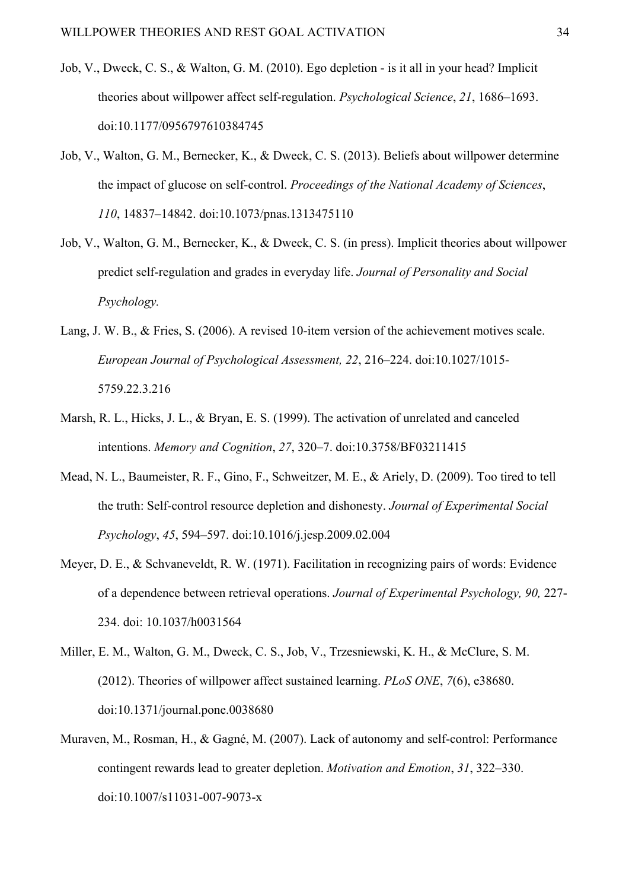Job, V., Dweck, C. S., & Walton, G. M. (2010). Ego depletion - is it all in your head? Implicit theories about willpower affect self-regulation. *Psychological Science*, *21*, 1686–1693. doi:10.1177/0956797610384745

Job, V., Walton, G. M., Bernecker, K., & Dweck, C. S. (2013). Beliefs about willpower determine the impact of glucose on self-control. *Proceedings of the National Academy of Sciences*, *110*, 14837–14842. doi:10.1073/pnas.1313475110

Job, V., Walton, G. M., Bernecker, K., & Dweck, C. S. (in press). Implicit theories about willpower predict self-regulation and grades in everyday life. *Journal of Personality and Social Psychology.*

Lang, J. W. B., & Fries, S. (2006). A revised 10-item version of the achievement motives scale. *European Journal of Psychological Assessment, 22*, 216–224. doi:10.1027/1015-5759.22.3.216

Marsh, R. L., Hicks, J. L., & Bryan, E. S. (1999). The activation of unrelated and canceled intentions. *Memory and Cognition*, *27*, 320–7. doi:10.3758/BF03211415

Mead, N. L., Baumeister, R. F., Gino, F., Schweitzer, M. E., & Ariely, D. (2009). Too tired to tell the truth: Self-control resource depletion and dishonesty. *Journal of Experimental Social Psychology*, *45*, 594–597. doi:10.1016/j.jesp.2009.02.004

Meyer, D. E., & Schvaneveldt, R. W. (1971). Facilitation in recognizing pairs of words: Evidence of a dependence between retrieval operations. *Journal of Experimental Psychology, 90,* 227-234. doi: 10.1037/h0031564

Miller, E. M., Walton, G. M., Dweck, C. S., Job, V., Trzesniewski, K. H., & McClure, S. M. (2012). Theories of willpower affect sustained learning. *PLoS ONE*, *7*(6), e38680. doi:10.1371/journal.pone.0038680

Muraven, M., Rosman, H., & Gagné, M. (2007). Lack of autonomy and self-control: Performance contingent rewards lead to greater depletion. *Motivation and Emotion*, *31*, 322–330. doi:10.1007/s11031-007-9073-x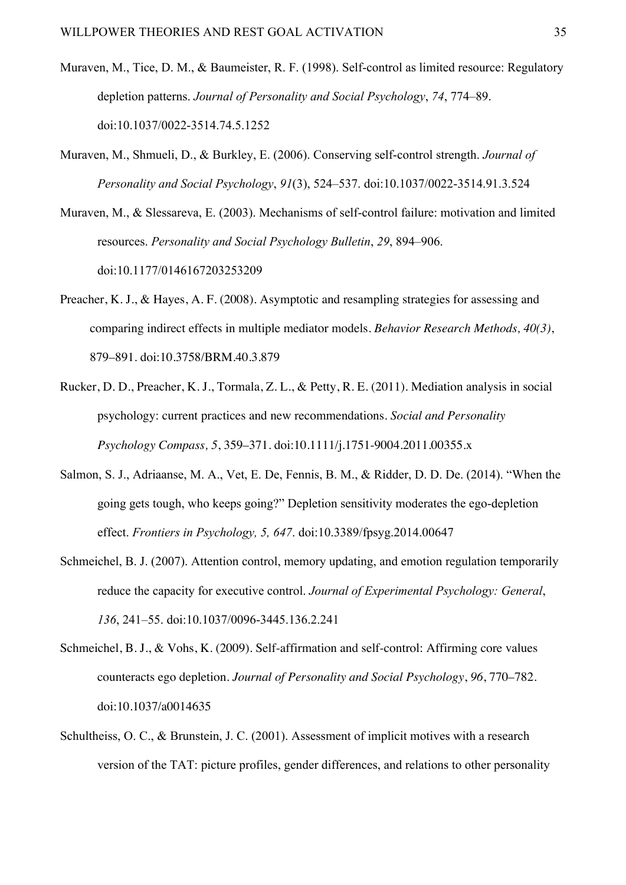Muraven, M., Tice, D. M., & Baumeister, R. F. (1998). Self-control as limited resource: Regulatory depletion patterns. *Journal of Personality and Social Psychology*, *74*, 774–89. doi:10.1037/0022-3514.74.5.1252

Muraven, M., Shmueli, D., & Burkley, E. (2006). Conserving self-control strength. *Journal of Personality and Social Psychology*, *91*(3), 524–537. doi:10.1037/0022-3514.91.3.524

Muraven, M., & Slessareva, E. (2003). Mechanisms of self-control failure: motivation and limited resources. *Personality and Social Psychology Bulletin*, *29*, 894–906. doi:10.1177/0146167203253209

Preacher, K. J., & Hayes, A. F. (2008). Asymptotic and resampling strategies for assessing and comparing indirect effects in multiple mediator models. *Behavior Research Methods, 40(3)*, 879–891. doi:10.3758/BRM.40.3.879

Rucker, D. D., Preacher, K. J., Tormala, Z. L., & Petty, R. E. (2011). Mediation analysis in social psychology: current practices and new recommendations. *Social and Personality Psychology Compass, 5*, 359–371. doi:10.1111/j.1751-9004.2011.00355.x

Salmon, S. J., Adriaanse, M. A., Vet, E. De, Fennis, B. M., & Ridder, D. D. De. (2014). "When the going gets tough, who keeps going?" Depletion sensitivity moderates the ego-depletion effect. *Frontiers in Psychology, 5, 647*. doi:10.3389/fpsyg.2014.00647

Schmeichel, B. J. (2007). Attention control, memory updating, and emotion regulation temporarily reduce the capacity for executive control. *Journal of Experimental Psychology: General*, *136*, 241–55. doi:10.1037/0096-3445.136.2.241

Schmeichel, B. J., & Vohs, K. (2009). Self-affirmation and self-control: Affirming core values counteracts ego depletion. *Journal of Personality and Social Psychology*, *96*, 770–782. doi:10.1037/a0014635

Schultheiss, O. C., & Brunstein, J. C. (2001). Assessment of implicit motives with a research version of the TAT: picture profiles, gender differences, and relations to other personality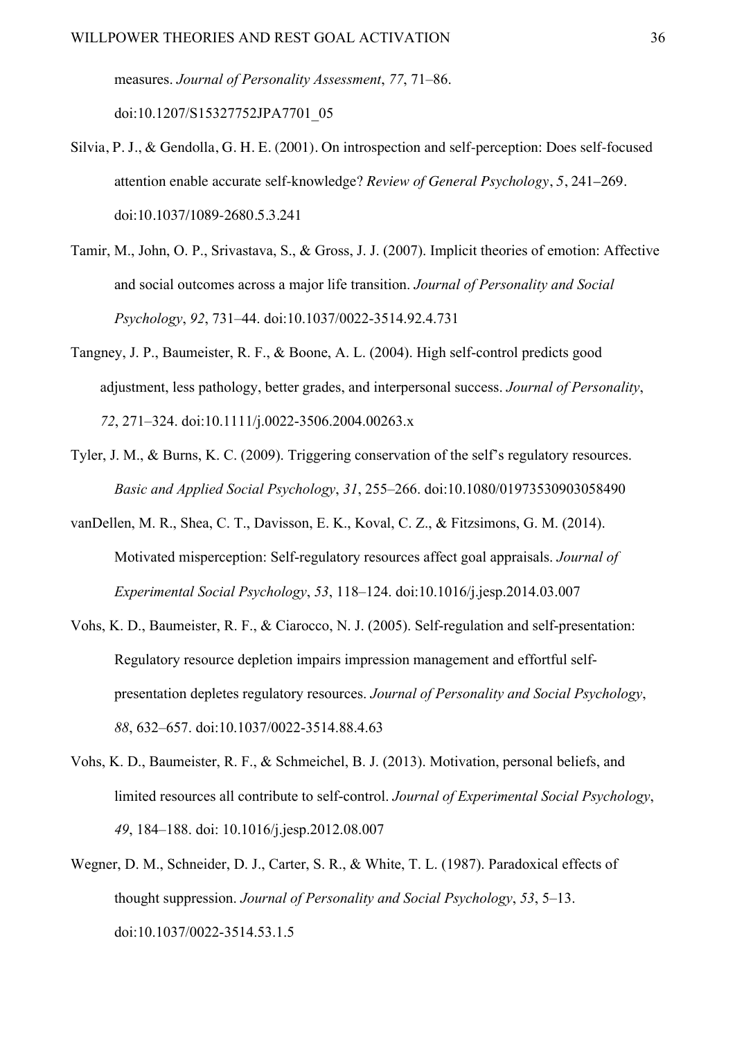measures. *Journal of Personality Assessment*, *77*, 71–86. doi:10.1207/S15327752JPA7701_05

Silvia, P. J., & Gendolla, G. H. E. (2001). On introspection and self-perception: Does self-focused attention enable accurate self-knowledge? *Review of General Psychology*, *5*, 241–269. doi:10.1037/1089-2680.5.3.241

Tamir, M., John, O. P., Srivastava, S., & Gross, J. J. (2007). Implicit theories of emotion: Affective and social outcomes across a major life transition. *Journal of Personality and Social Psychology*, *92*, 731–44. doi:10.1037/0022-3514.92.4.731

Tangney, J. P., Baumeister, R. F., & Boone, A. L. (2004). High self-control predicts good adjustment, less pathology, better grades, and interpersonal success. *Journal of Personality*, *72*, 271–324. doi:10.1111/j.0022-3506.2004.00263.x

Tyler, J. M., & Burns, K. C. (2009). Triggering conservation of the self's regulatory resources. *Basic and Applied Social Psychology*, *31*, 255–266. doi:10.1080/01973530903058490

vanDellen, M. R., Shea, C. T., Davisson, E. K., Koval, C. Z., & Fitzsimons, G. M. (2014). Motivated misperception: Self-regulatory resources affect goal appraisals. *Journal of Experimental Social Psychology*, *53*, 118–124. doi:10.1016/j.jesp.2014.03.007

Vohs, K. D., Baumeister, R. F., & Ciarocco, N. J. (2005). Self-regulation and self-presentation: Regulatory resource depletion impairs impression management and effortful self-presentation depletes regulatory resources. *Journal of Personality and Social Psychology*, *88*, 632–657. doi:10.1037/0022-3514.88.4.63

Vohs, K. D., Baumeister, R. F., & Schmeichel, B. J. (2013). Motivation, personal beliefs, and limited resources all contribute to self-control. *Journal of Experimental Social Psychology*, *49*, 184–188. doi: 10.1016/j.jesp.2012.08.007

Wegner, D. M., Schneider, D. J., Carter, S. R., & White, T. L. (1987). Paradoxical effects of thought suppression. *Journal of Personality and Social Psychology*, *53*, 5–13. doi:10.1037/0022-3514.53.1.5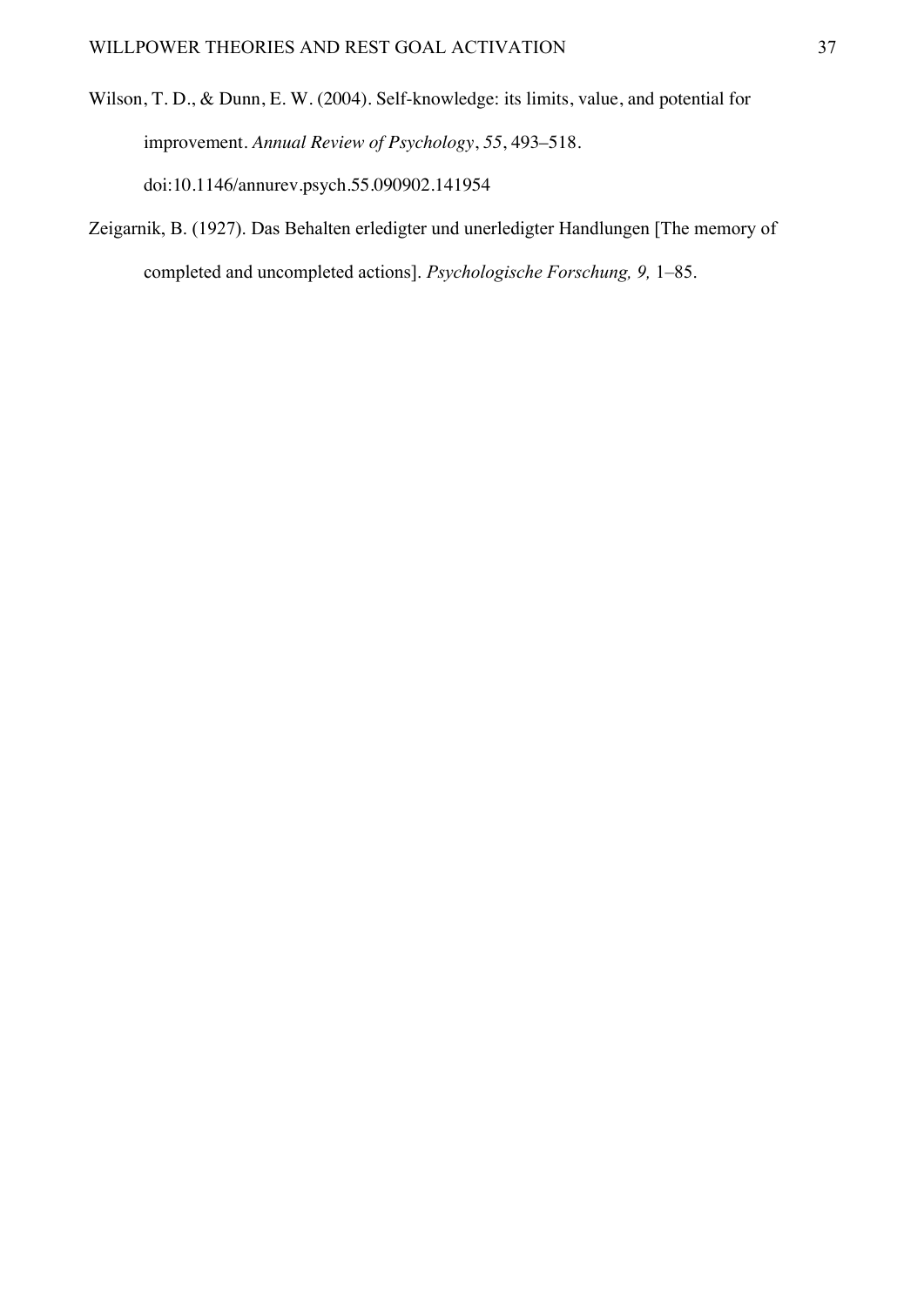Wilson, T. D., & Dunn, E. W. (2004). Self-knowledge: its limits, value, and potential for improvement. *Annual Review of Psychology*, *55*, 493–518. doi:10.1146/annurev.psych.55.090902.141954

Zeigarnik, B. (1927). Das Behalten erledigter und unerledigter Handlungen [The memory of completed and uncompleted actions]. *Psychologische Forschung, 9,* 1–85.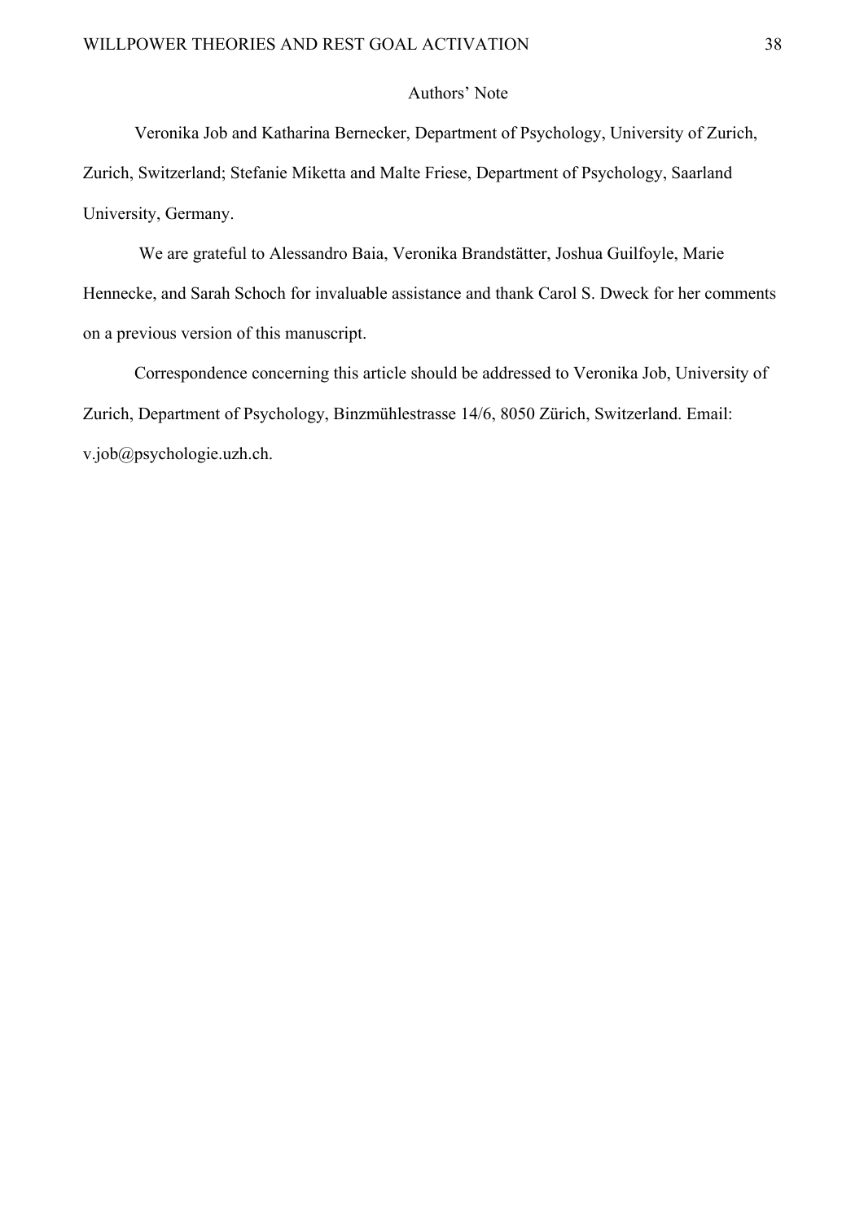# Authors' Note

Veronika Job and Katharina Bernecker, Department of Psychology, University of Zurich, Zurich, Switzerland; Stefanie Miketta and Malte Friese, Department of Psychology, Saarland University, Germany.

We are grateful to Alessandro Baia, Veronika Brandstätter, Joshua Guilfoyle, Marie Hennecke, and Sarah Schoch for invaluable assistance and thank Carol S. Dweck for her comments on a previous version of this manuscript.

Correspondence concerning this article should be addressed to Veronika Job, University of Zurich, Department of Psychology, Binzmühlestrasse 14/6, 8050 Zürich, Switzerland. Email: v.job@psychologie.uzh.ch.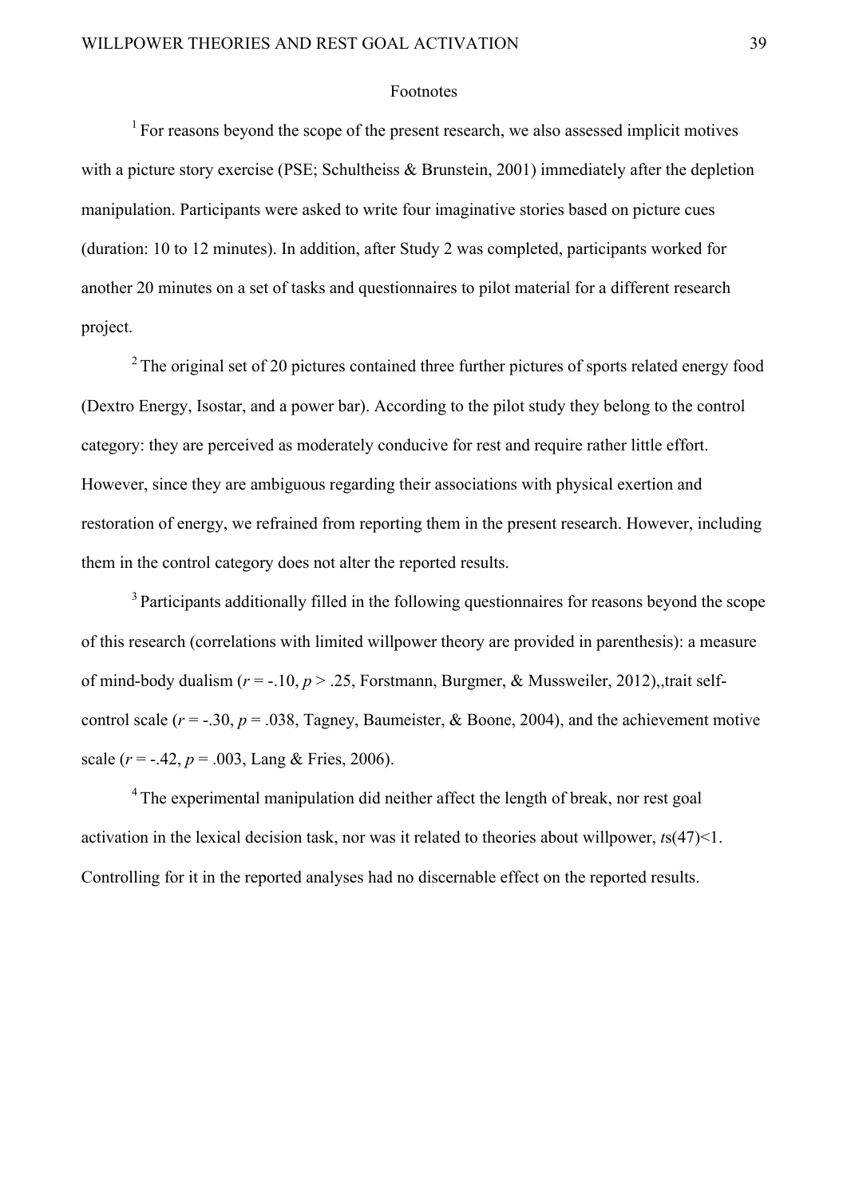# Footnotes

[1] For reasons beyond the scope of the present research, we also assessed implicit motives with a picture story exercise (PSE; Schultheiss & Brunstein, 2001) immediately after the depletion manipulation. Participants were asked to write four imaginative stories based on picture cues (duration: 10 to 12 minutes). In addition, after Study 2 was completed, participants worked for another 20 minutes on a set of tasks and questionnaires to pilot material for a different research project.

[2] The original set of 20 pictures contained three further pictures of sports related energy food (Dextro Energy, Isostar, and a power bar). According to the pilot study they belong to the control category: they are perceived as moderately conducive for rest and require rather little effort. However, since they are ambiguous regarding their associations with physical exertion and restoration of energy, we refrained from reporting them in the present research. However, including them in the control category does not alter the reported results.

[3] Participants additionally filled in the following questionnaires for reasons beyond the scope of this research (correlations with limited willpower theory are provided in parenthesis): a measure of mind-body dualism ($r$ = -.10, $p$ > .25, Forstmann, Burgmer, & Mussweiler, 2012),,trait self-control scale ($r$ = -.30, $p$ = .038, Tagney, Baumeister, & Boone, 2004), and the achievement motive scale ($r$ = -.42, $p$ = .003, Lang & Fries, 2006).

[4] The experimental manipulation did neither affect the length of break, nor rest goal activation in the lexical decision task, nor was it related to theories about willpower, $t$s(47)<1. Controlling for it in the reported analyses had no discernable effect on the reported results.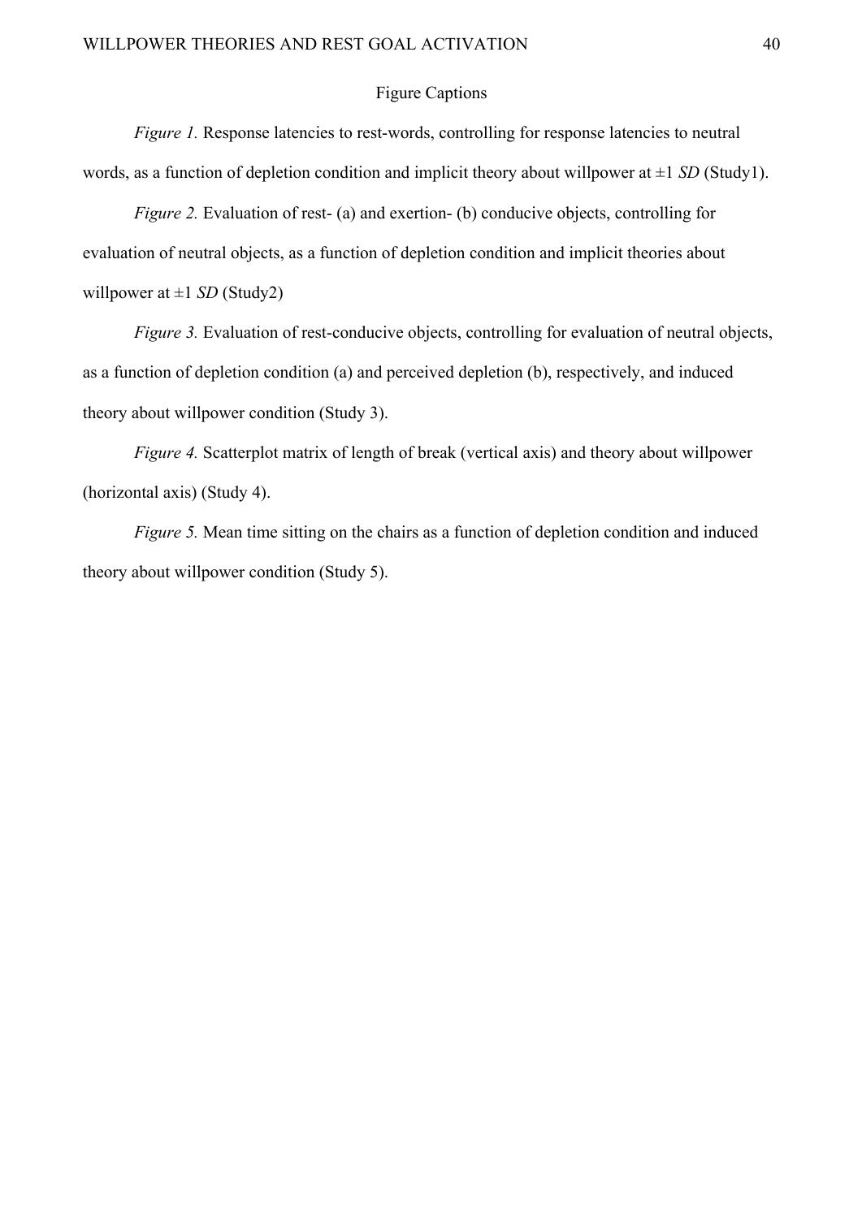# Figure Captions

*Figure 1.* Response latencies to rest-words, controlling for response latencies to neutral words, as a function of depletion condition and implicit theory about willpower at ±1 *SD* (Study1).

*Figure 2.* Evaluation of rest- (a) and exertion- (b) conducive objects, controlling for evaluation of neutral objects, as a function of depletion condition and implicit theories about willpower at ±1 *SD* (Study2)

*Figure 3.* Evaluation of rest-conducive objects, controlling for evaluation of neutral objects, as a function of depletion condition (a) and perceived depletion (b), respectively, and induced theory about willpower condition (Study 3).

*Figure 4.* Scatterplot matrix of length of break (vertical axis) and theory about willpower (horizontal axis) (Study 4).

*Figure 5.* Mean time sitting on the chairs as a function of depletion condition and induced theory about willpower condition (Study 5).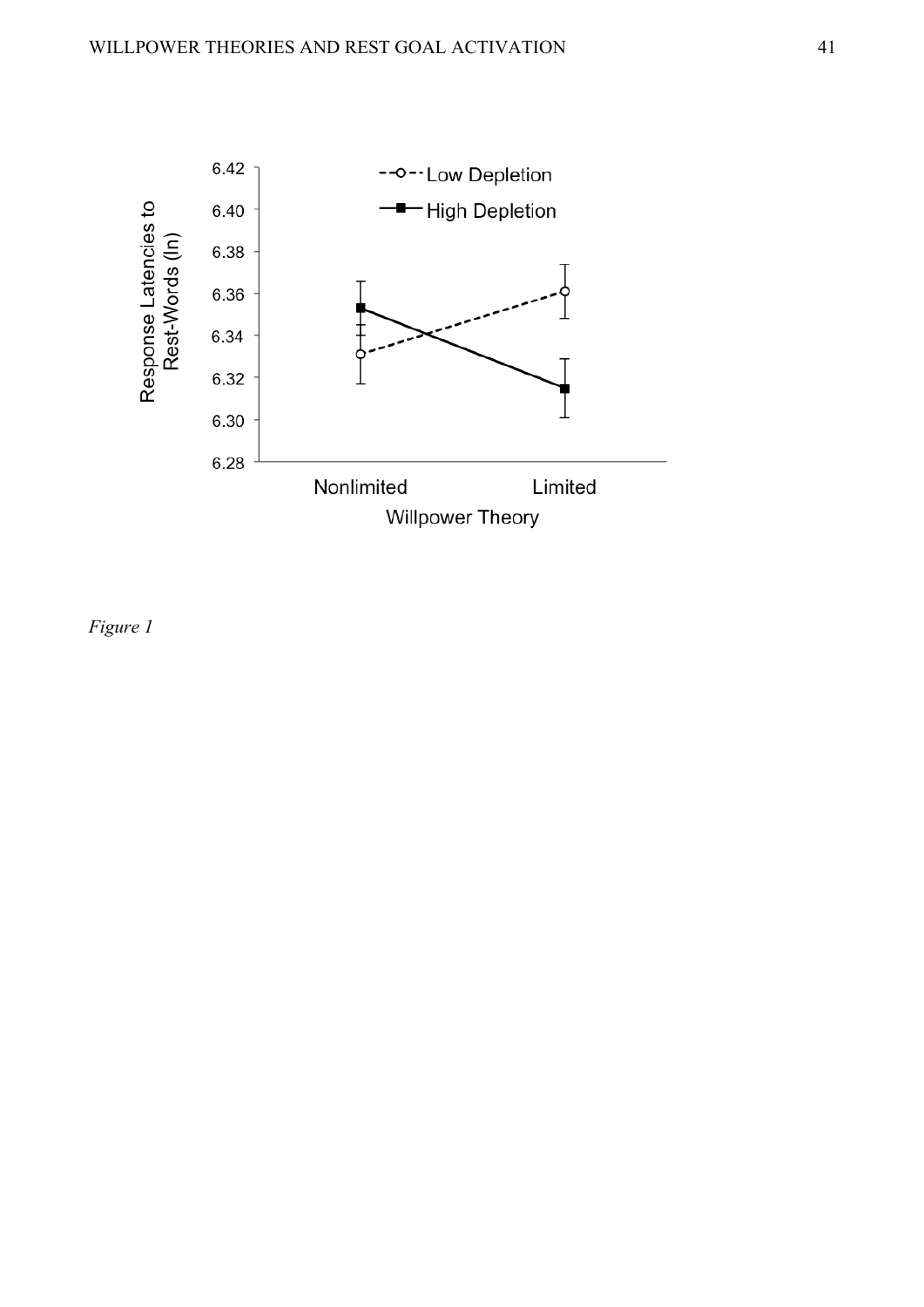*Figure 1*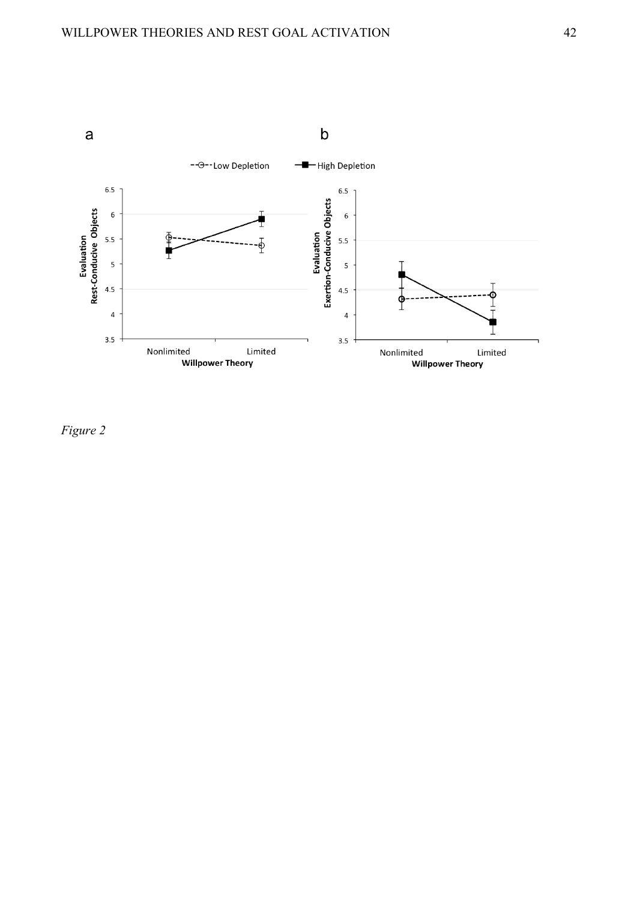*Figure 2*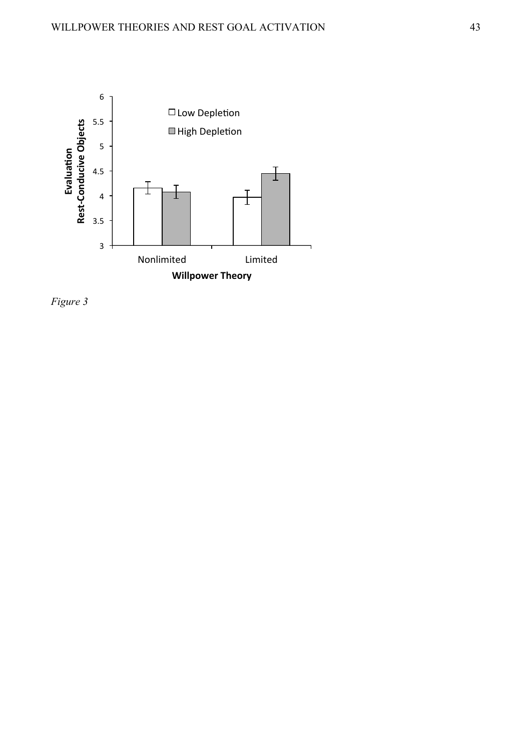*Figure 3*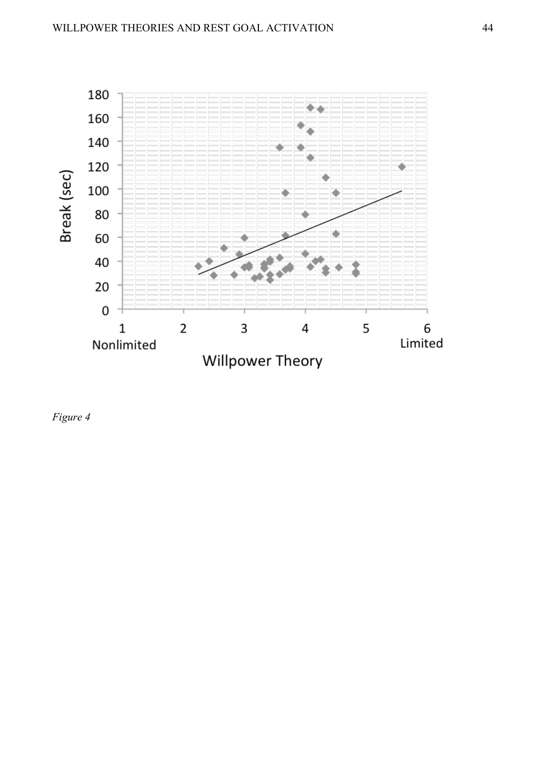*Figure 4*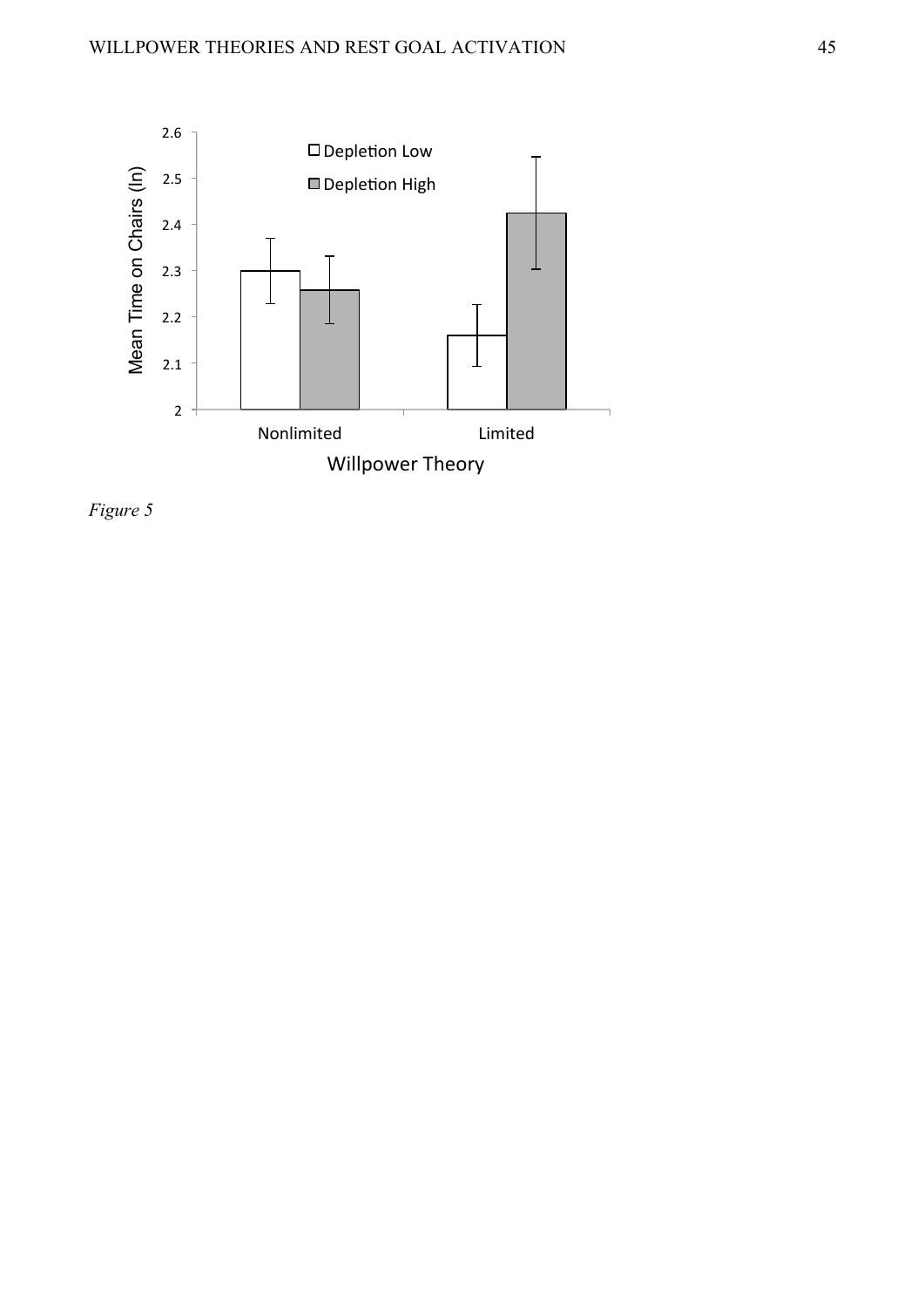2.6
2.5
2.4
2.3
2.2
2.1
2

Mean Time on Chairs (ln)

Depletion Low
Depletion High

Nonlimited
Limited

Willpower Theory

*Figure 5*